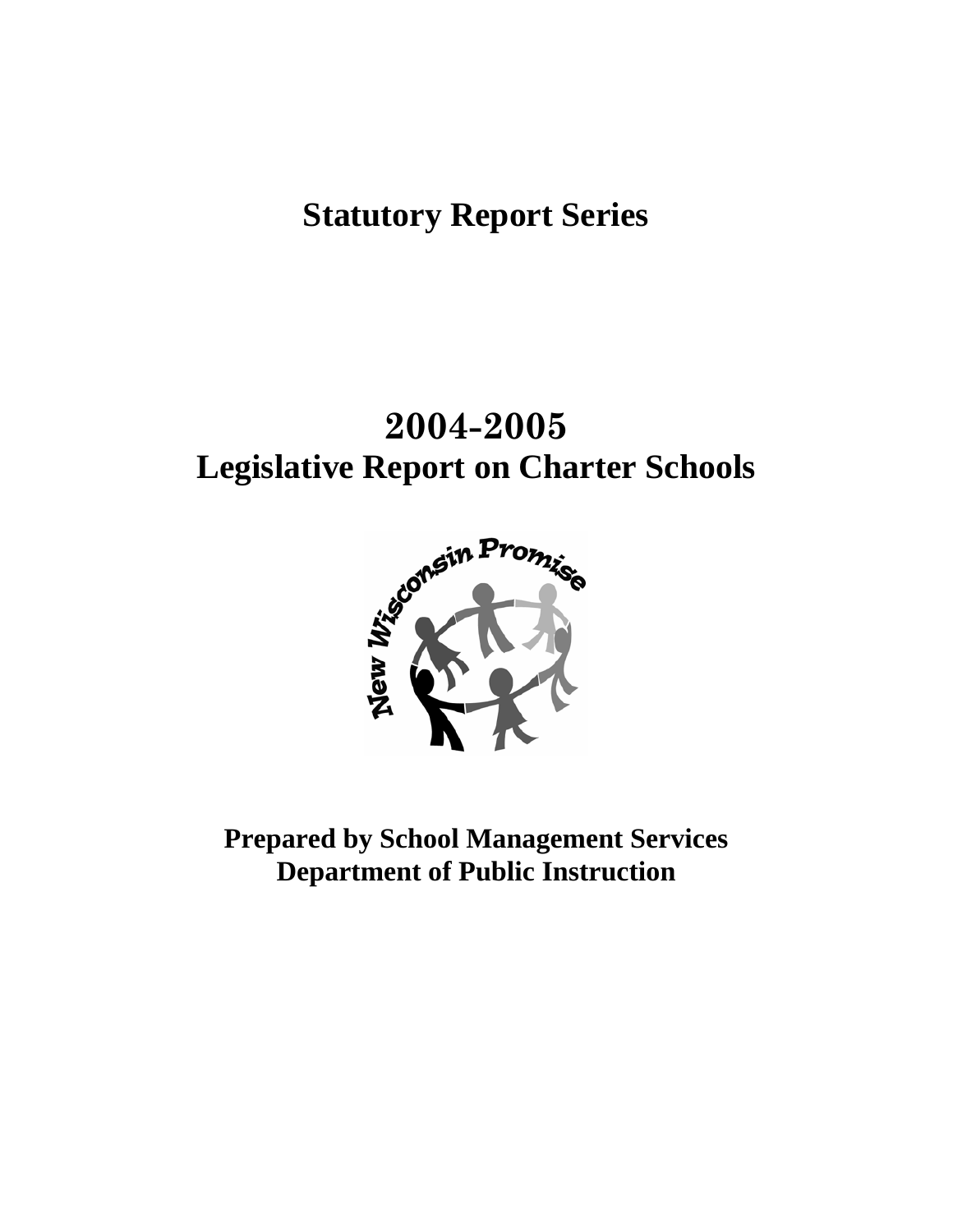# Statutory Report Series

# 2004-2005
# Legislative Report on Charter Schools

**Prepared by School Management Services**
**Department of Public Instruction**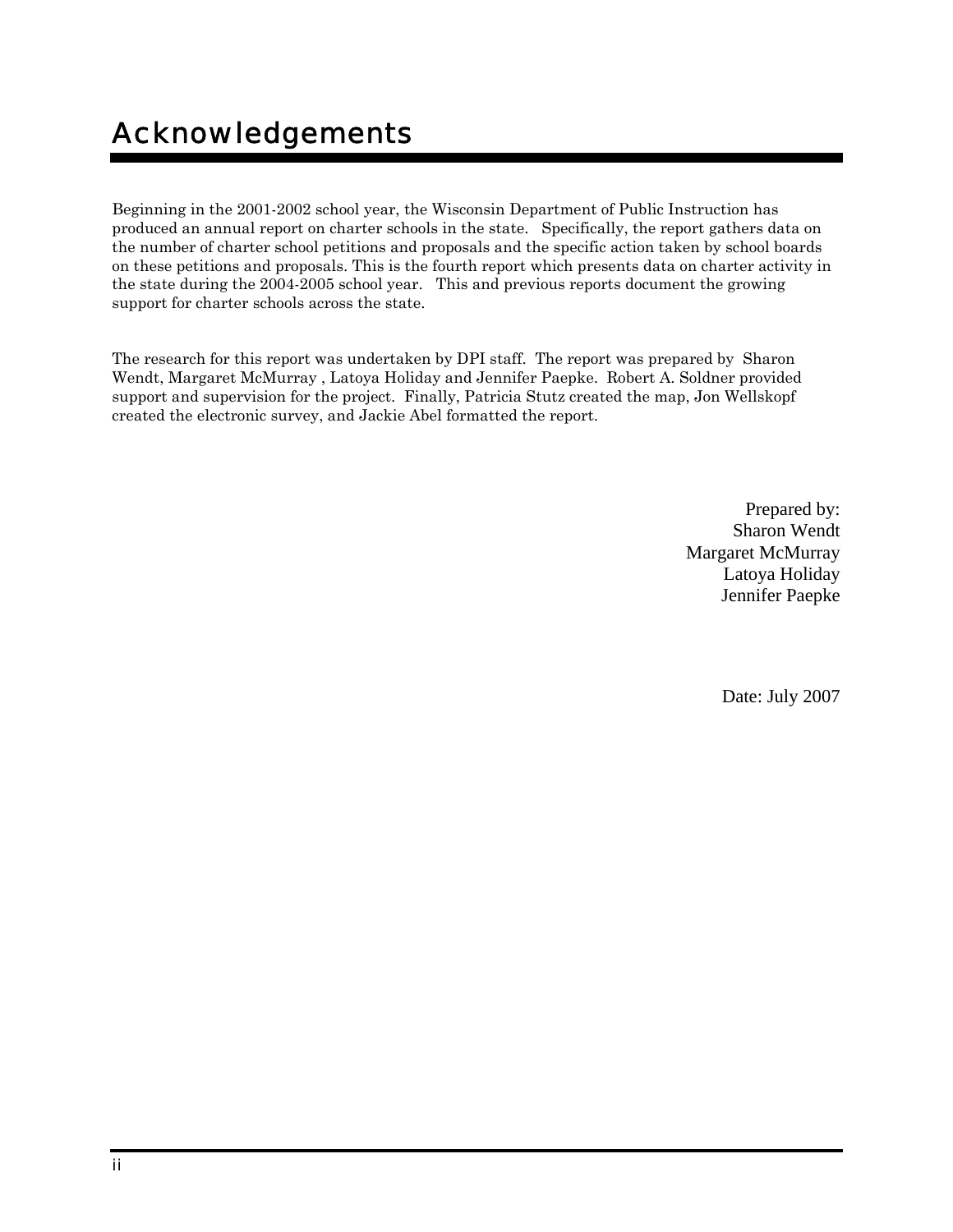# Acknowledgements

Beginning in the 2001-2002 school year, the Wisconsin Department of Public Instruction has produced an annual report on charter schools in the state. Specifically, the report gathers data on the number of charter school petitions and proposals and the specific action taken by school boards on these petitions and proposals. This is the fourth report which presents data on charter activity in the state during the 2004-2005 school year. This and previous reports document the growing support for charter schools across the state.

The research for this report was undertaken by DPI staff. The report was prepared by Sharon Wendt, Margaret McMurray , Latoya Holiday and Jennifer Paepke. Robert A. Soldner provided support and supervision for the project. Finally, Patricia Stutz created the map, Jon Wellskopf created the electronic survey, and Jackie Abel formatted the report.

Prepared by:
Sharon Wendt
Margaret McMurray
Latoya Holiday
Jennifer Paepke

Date: July 2007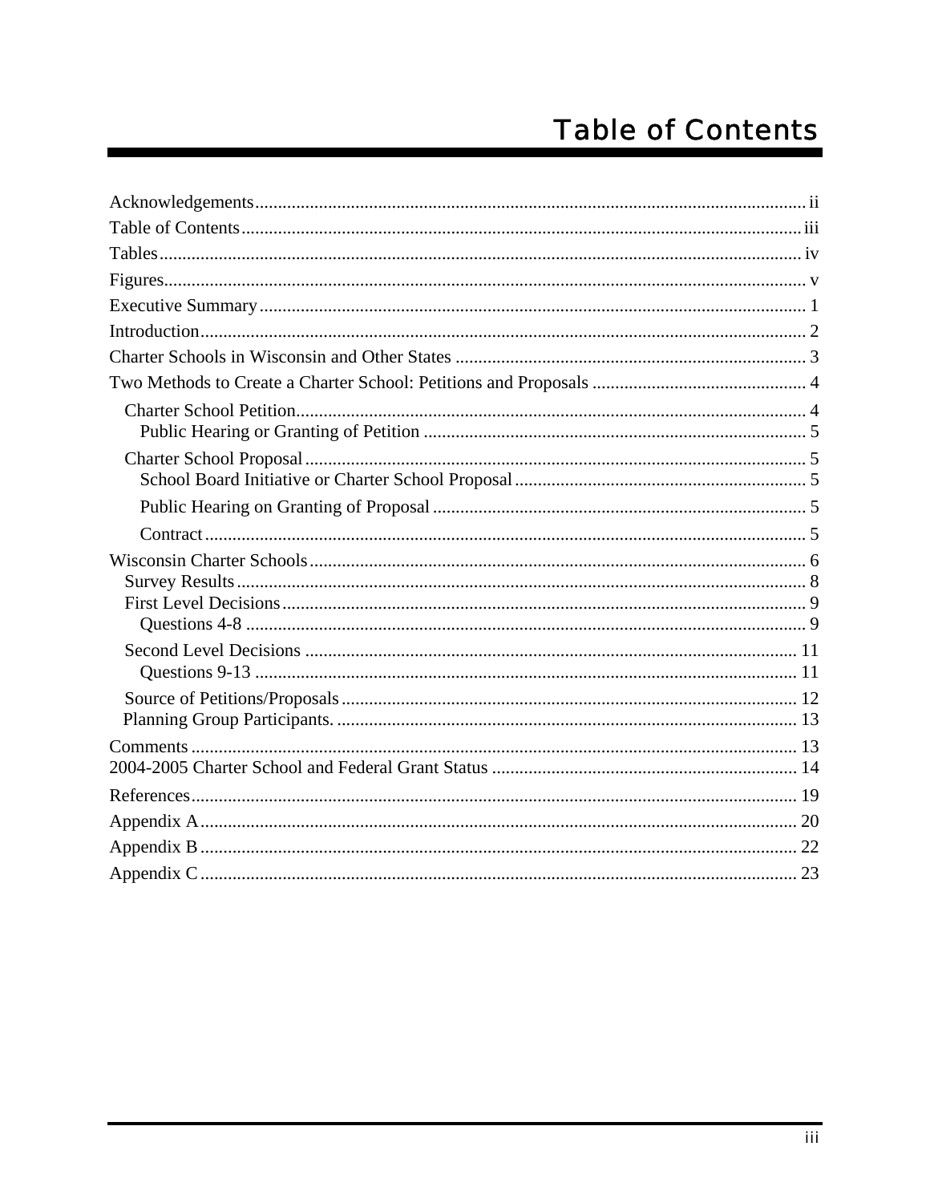# Table of Contents

- Acknowledgements ........ ii
- Table of Contents ........ iii
- Tables ........ iv
- Figures ........ v
- Executive Summary ........ 1
- Introduction ........ 2
- Charter Schools in Wisconsin and Other States ........ 3
- Two Methods to Create a Charter School: Petitions and Proposals ........ 4
  - Charter School Petition ........ 4
    - Public Hearing or Granting of Petition ........ 5
  - Charter School Proposal ........ 5
    - School Board Initiative or Charter School Proposal ........ 5
    - Public Hearing on Granting of Proposal ........ 5
    - Contract ........ 5
- Wisconsin Charter Schools ........ 6
  - Survey Results ........ 8
  - First Level Decisions ........ 9
    - Questions 4-8 ........ 9
  - Second Level Decisions ........ 11
    - Questions 9-13 ........ 11
  - Source of Petitions/Proposals ........ 12
  - Planning Group Participants. ........ 13
- Comments ........ 13
- 2004-2005 Charter School and Federal Grant Status ........ 14
- References ........ 19
- Appendix A ........ 20
- Appendix B ........ 22
- Appendix C ........ 23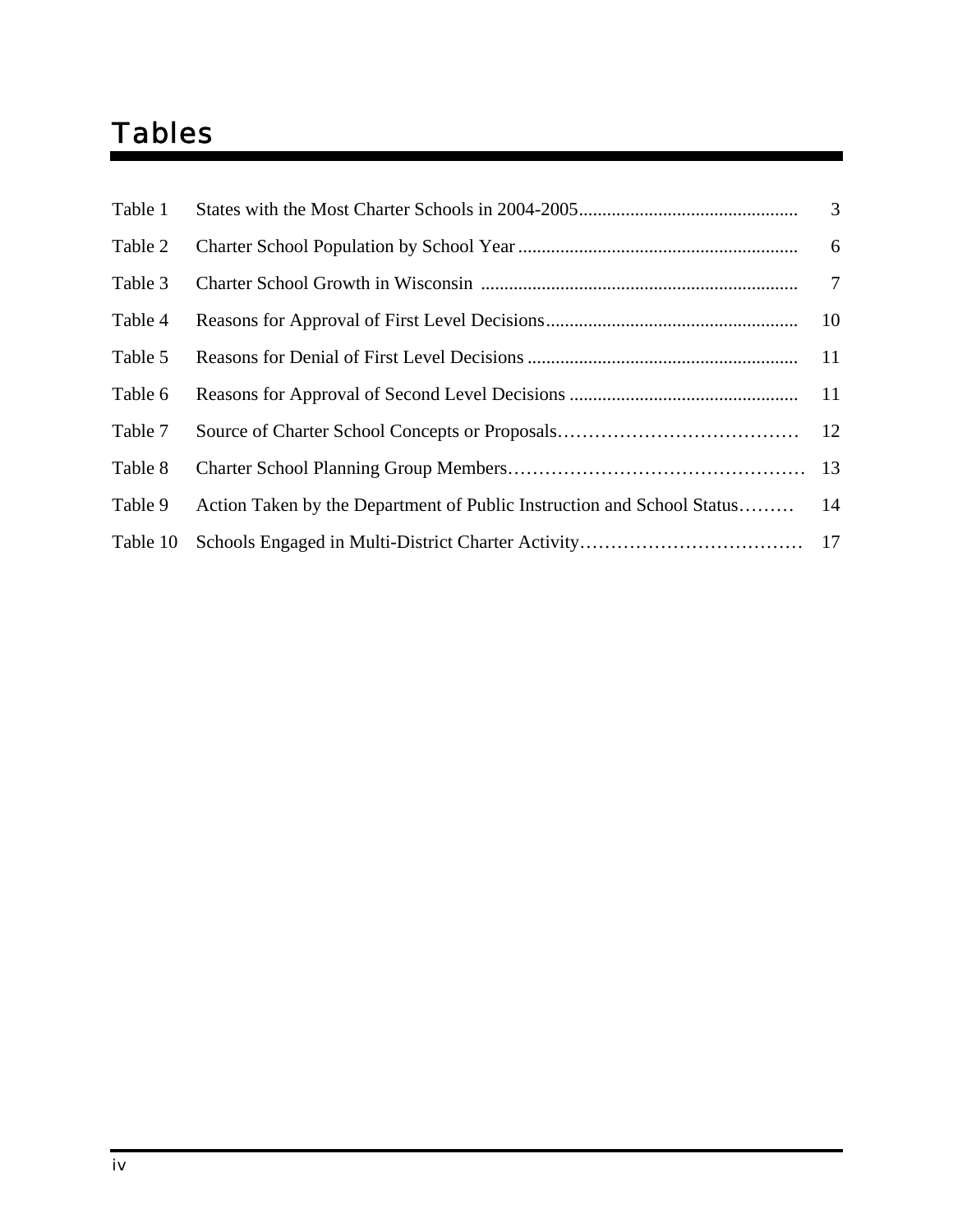# Tables

| | | |
|---|---|---|
| Table 1 | States with the Most Charter Schools in 2004-2005 | 3 |
| Table 2 | Charter School Population by School Year | 6 |
| Table 3 | Charter School Growth in Wisconsin | 7 |
| Table 4 | Reasons for Approval of First Level Decisions | 10 |
| Table 5 | Reasons for Denial of First Level Decisions | 11 |
| Table 6 | Reasons for Approval of Second Level Decisions | 11 |
| Table 7 | Source of Charter School Concepts or Proposals | 12 |
| Table 8 | Charter School Planning Group Members | 13 |
| Table 9 | Action Taken by the Department of Public Instruction and School Status | 14 |
| Table 10 | Schools Engaged in Multi-District Charter Activity | 17 |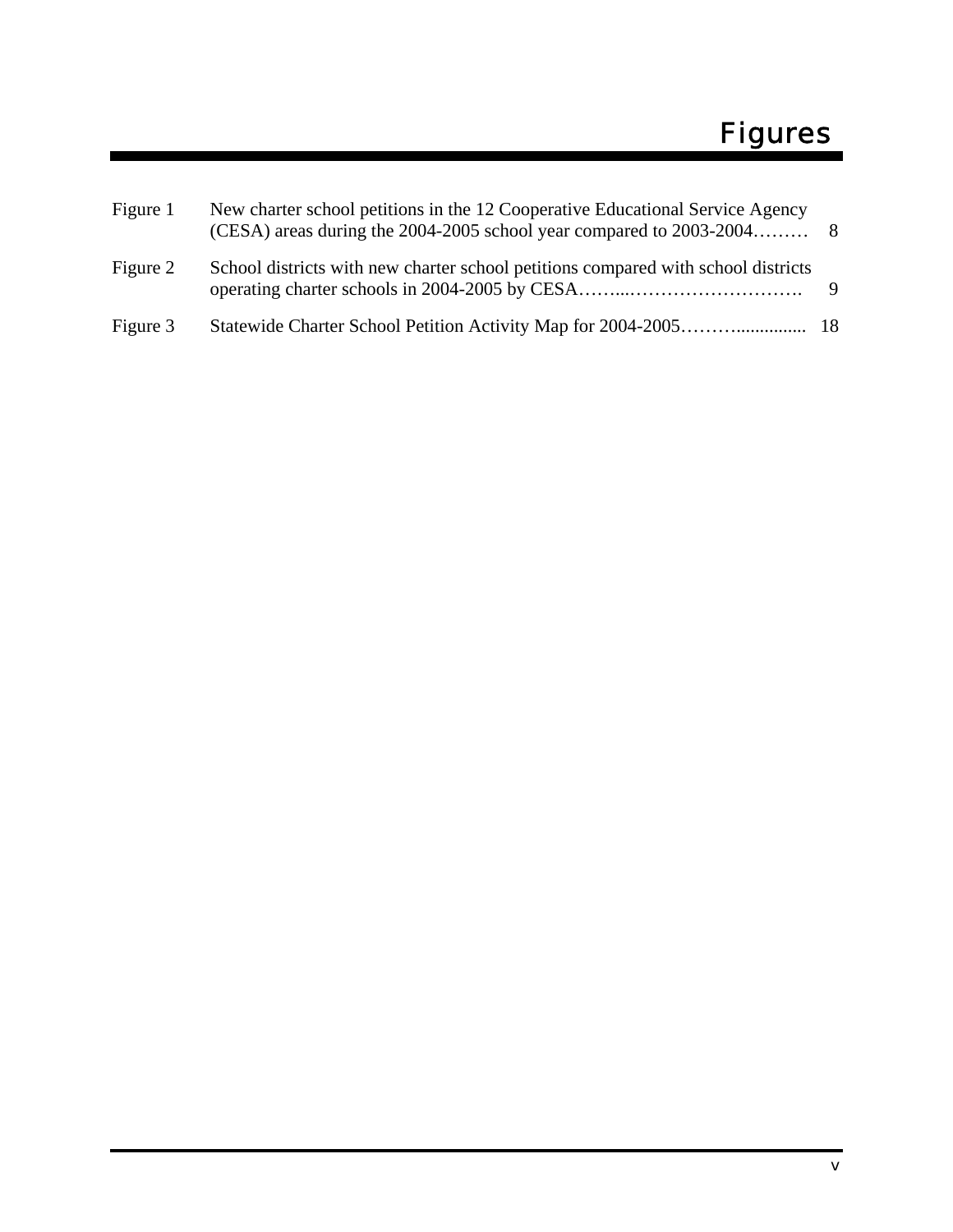# Figures

| | | |
|---|---|---|
| Figure 1 | New charter school petitions in the 12 Cooperative Educational Service Agency (CESA) areas during the 2004-2005 school year compared to 2003-2004……… | 8 |
| Figure 2 | School districts with new charter school petitions compared with school districts operating charter schools in 2004-2005 by CESA……...………………………. | 9 |
| Figure 3 | Statewide Charter School Petition Activity Map for 2004-2005………............... | 18 |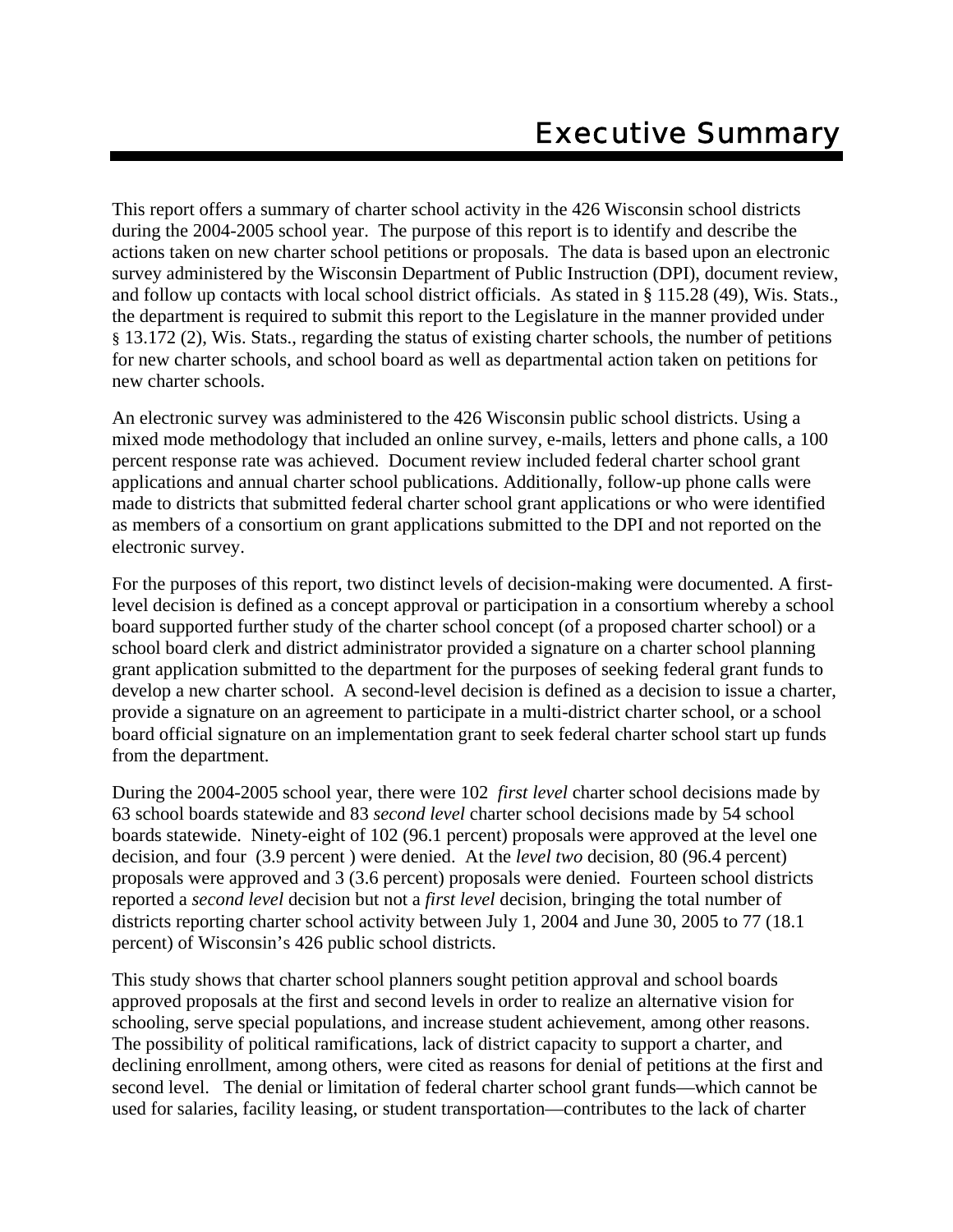# Executive Summary

This report offers a summary of charter school activity in the 426 Wisconsin school districts during the 2004-2005 school year. The purpose of this report is to identify and describe the actions taken on new charter school petitions or proposals. The data is based upon an electronic survey administered by the Wisconsin Department of Public Instruction (DPI), document review, and follow up contacts with local school district officials. As stated in § 115.28 (49), Wis. Stats., the department is required to submit this report to the Legislature in the manner provided under § 13.172 (2), Wis. Stats., regarding the status of existing charter schools, the number of petitions for new charter schools, and school board as well as departmental action taken on petitions for new charter schools.

An electronic survey was administered to the 426 Wisconsin public school districts. Using a mixed mode methodology that included an online survey, e-mails, letters and phone calls, a 100 percent response rate was achieved. Document review included federal charter school grant applications and annual charter school publications. Additionally, follow-up phone calls were made to districts that submitted federal charter school grant applications or who were identified as members of a consortium on grant applications submitted to the DPI and not reported on the electronic survey.

For the purposes of this report, two distinct levels of decision-making were documented. A first-level decision is defined as a concept approval or participation in a consortium whereby a school board supported further study of the charter school concept (of a proposed charter school) or a school board clerk and district administrator provided a signature on a charter school planning grant application submitted to the department for the purposes of seeking federal grant funds to develop a new charter school. A second-level decision is defined as a decision to issue a charter, provide a signature on an agreement to participate in a multi-district charter school, or a school board official signature on an implementation grant to seek federal charter school start up funds from the department.

During the 2004-2005 school year, there were 102 *first level* charter school decisions made by 63 school boards statewide and 83 *second level* charter school decisions made by 54 school boards statewide. Ninety-eight of 102 (96.1 percent) proposals were approved at the level one decision, and four (3.9 percent ) were denied. At the *level two* decision, 80 (96.4 percent) proposals were approved and 3 (3.6 percent) proposals were denied. Fourteen school districts reported a *second level* decision but not a *first level* decision, bringing the total number of districts reporting charter school activity between July 1, 2004 and June 30, 2005 to 77 (18.1 percent) of Wisconsin's 426 public school districts.

This study shows that charter school planners sought petition approval and school boards approved proposals at the first and second levels in order to realize an alternative vision for schooling, serve special populations, and increase student achievement, among other reasons. The possibility of political ramifications, lack of district capacity to support a charter, and declining enrollment, among others, were cited as reasons for denial of petitions at the first and second level. The denial or limitation of federal charter school grant funds—which cannot be used for salaries, facility leasing, or student transportation—contributes to the lack of charter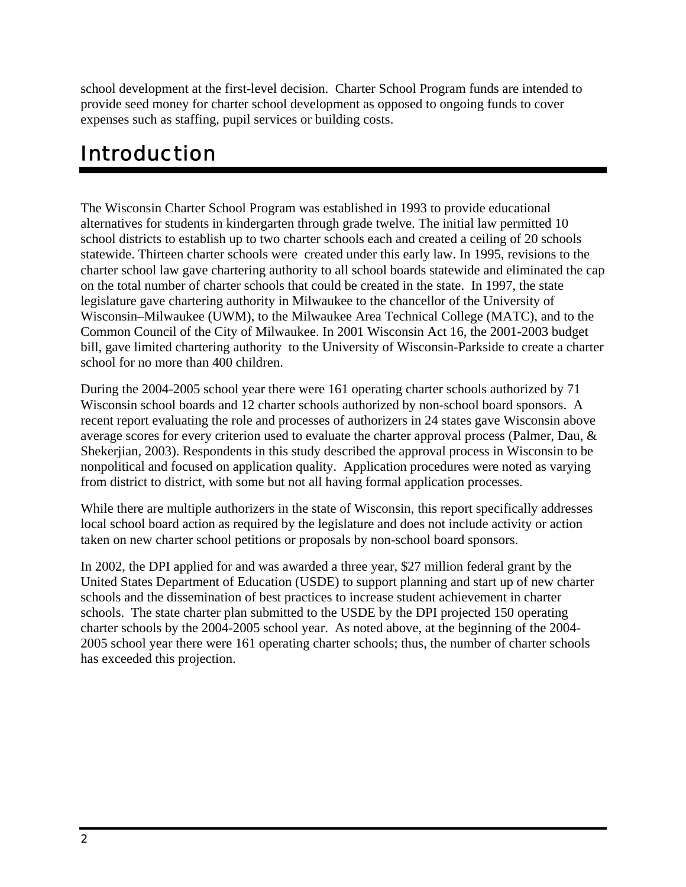school development at the first-level decision. Charter School Program funds are intended to provide seed money for charter school development as opposed to ongoing funds to cover expenses such as staffing, pupil services or building costs.

# Introduction

The Wisconsin Charter School Program was established in 1993 to provide educational alternatives for students in kindergarten through grade twelve. The initial law permitted 10 school districts to establish up to two charter schools each and created a ceiling of 20 schools statewide. Thirteen charter schools were created under this early law. In 1995, revisions to the charter school law gave chartering authority to all school boards statewide and eliminated the cap on the total number of charter schools that could be created in the state. In 1997, the state legislature gave chartering authority in Milwaukee to the chancellor of the University of Wisconsin–Milwaukee (UWM), to the Milwaukee Area Technical College (MATC), and to the Common Council of the City of Milwaukee. In 2001 Wisconsin Act 16, the 2001-2003 budget bill, gave limited chartering authority to the University of Wisconsin-Parkside to create a charter school for no more than 400 children.

During the 2004-2005 school year there were 161 operating charter schools authorized by 71 Wisconsin school boards and 12 charter schools authorized by non-school board sponsors. A recent report evaluating the role and processes of authorizers in 24 states gave Wisconsin above average scores for every criterion used to evaluate the charter approval process (Palmer, Dau, & Shekerjian, 2003). Respondents in this study described the approval process in Wisconsin to be nonpolitical and focused on application quality. Application procedures were noted as varying from district to district, with some but not all having formal application processes.

While there are multiple authorizers in the state of Wisconsin, this report specifically addresses local school board action as required by the legislature and does not include activity or action taken on new charter school petitions or proposals by non-school board sponsors.

In 2002, the DPI applied for and was awarded a three year, $27 million federal grant by the United States Department of Education (USDE) to support planning and start up of new charter schools and the dissemination of best practices to increase student achievement in charter schools. The state charter plan submitted to the USDE by the DPI projected 150 operating charter schools by the 2004-2005 school year. As noted above, at the beginning of the 2004-2005 school year there were 161 operating charter schools; thus, the number of charter schools has exceeded this projection.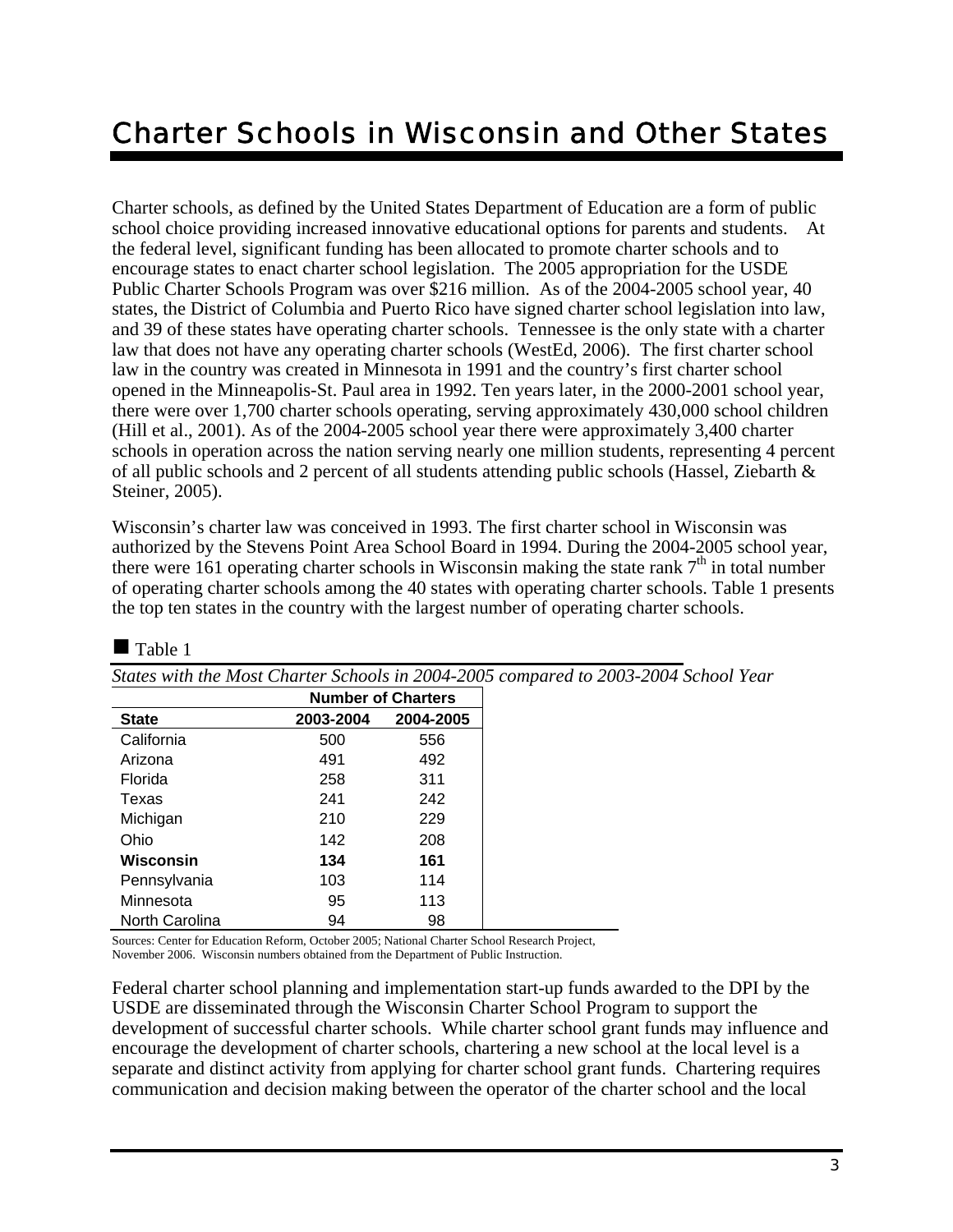# Charter Schools in Wisconsin and Other States

Charter schools, as defined by the United States Department of Education are a form of public school choice providing increased innovative educational options for parents and students. At the federal level, significant funding has been allocated to promote charter schools and to encourage states to enact charter school legislation. The 2005 appropriation for the USDE Public Charter Schools Program was over $216 million. As of the 2004-2005 school year, 40 states, the District of Columbia and Puerto Rico have signed charter school legislation into law, and 39 of these states have operating charter schools. Tennessee is the only state with a charter law that does not have any operating charter schools (WestEd, 2006). The first charter school law in the country was created in Minnesota in 1991 and the country's first charter school opened in the Minneapolis-St. Paul area in 1992. Ten years later, in the 2000-2001 school year, there were over 1,700 charter schools operating, serving approximately 430,000 school children (Hill et al., 2001). As of the 2004-2005 school year there were approximately 3,400 charter schools in operation across the nation serving nearly one million students, representing 4 percent of all public schools and 2 percent of all students attending public schools (Hassel, Ziebarth & Steiner, 2005).

Wisconsin's charter law was conceived in 1993. The first charter school in Wisconsin was authorized by the Stevens Point Area School Board in 1994. During the 2004-2005 school year, there were 161 operating charter schools in Wisconsin making the state rank 7th in total number of operating charter schools among the 40 states with operating charter schools. Table 1 presents the top ten states in the country with the largest number of operating charter schools.

■ Table 1

*States with the Most Charter Schools in 2004-2005 compared to 2003-2004 School Year*

| | Number of Charters | |
|---|---|---|
| **State** | **2003-2004** | **2004-2005** |
| California | 500 | 556 |
| Arizona | 491 | 492 |
| Florida | 258 | 311 |
| Texas | 241 | 242 |
| Michigan | 210 | 229 |
| Ohio | 142 | 208 |
| **Wisconsin** | **134** | **161** |
| Pennsylvania | 103 | 114 |
| Minnesota | 95 | 113 |
| North Carolina | 94 | 98 |

Sources: Center for Education Reform, October 2005; National Charter School Research Project, November 2006. Wisconsin numbers obtained from the Department of Public Instruction.

Federal charter school planning and implementation start-up funds awarded to the DPI by the USDE are disseminated through the Wisconsin Charter School Program to support the development of successful charter schools. While charter school grant funds may influence and encourage the development of charter schools, chartering a new school at the local level is a separate and distinct activity from applying for charter school grant funds. Chartering requires communication and decision making between the operator of the charter school and the local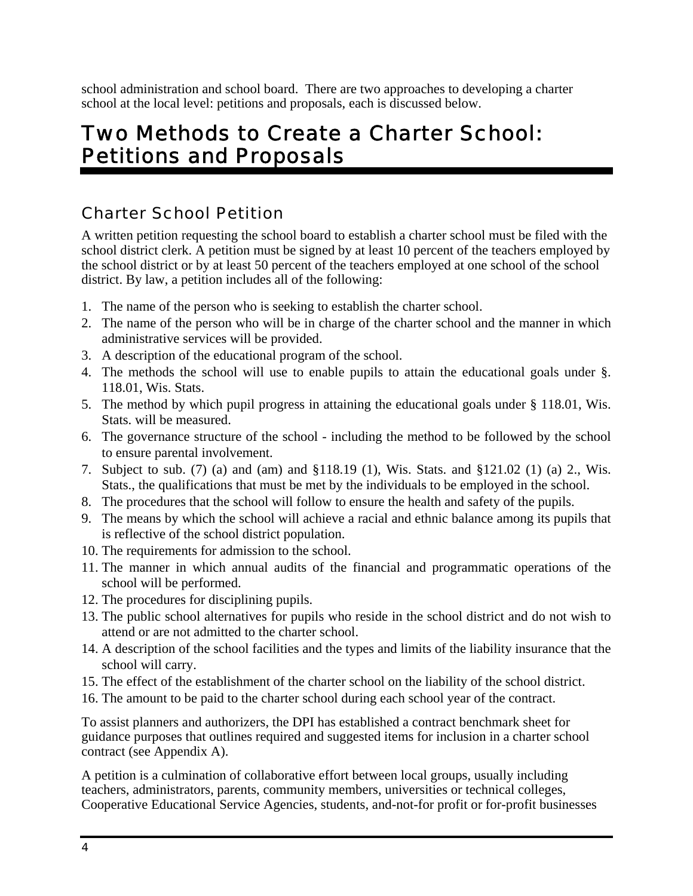school administration and school board. There are two approaches to developing a charter school at the local level: petitions and proposals, each is discussed below.

# Two Methods to Create a Charter School: Petitions and Proposals

## Charter School Petition

A written petition requesting the school board to establish a charter school must be filed with the school district clerk. A petition must be signed by at least 10 percent of the teachers employed by the school district or by at least 50 percent of the teachers employed at one school of the school district. By law, a petition includes all of the following:

1. The name of the person who is seeking to establish the charter school.
2. The name of the person who will be in charge of the charter school and the manner in which administrative services will be provided.
3. A description of the educational program of the school.
4. The methods the school will use to enable pupils to attain the educational goals under §. 118.01, Wis. Stats.
5. The method by which pupil progress in attaining the educational goals under § 118.01, Wis. Stats. will be measured.
6. The governance structure of the school - including the method to be followed by the school to ensure parental involvement.
7. Subject to sub. (7) (a) and (am) and §118.19 (1), Wis. Stats. and §121.02 (1) (a) 2., Wis. Stats., the qualifications that must be met by the individuals to be employed in the school.
8. The procedures that the school will follow to ensure the health and safety of the pupils.
9. The means by which the school will achieve a racial and ethnic balance among its pupils that is reflective of the school district population.
10. The requirements for admission to the school.
11. The manner in which annual audits of the financial and programmatic operations of the school will be performed.
12. The procedures for disciplining pupils.
13. The public school alternatives for pupils who reside in the school district and do not wish to attend or are not admitted to the charter school.
14. A description of the school facilities and the types and limits of the liability insurance that the school will carry.
15. The effect of the establishment of the charter school on the liability of the school district.
16. The amount to be paid to the charter school during each school year of the contract.

To assist planners and authorizers, the DPI has established a contract benchmark sheet for guidance purposes that outlines required and suggested items for inclusion in a charter school contract (see Appendix A).

A petition is a culmination of collaborative effort between local groups, usually including teachers, administrators, parents, community members, universities or technical colleges, Cooperative Educational Service Agencies, students, and-not-for profit or for-profit businesses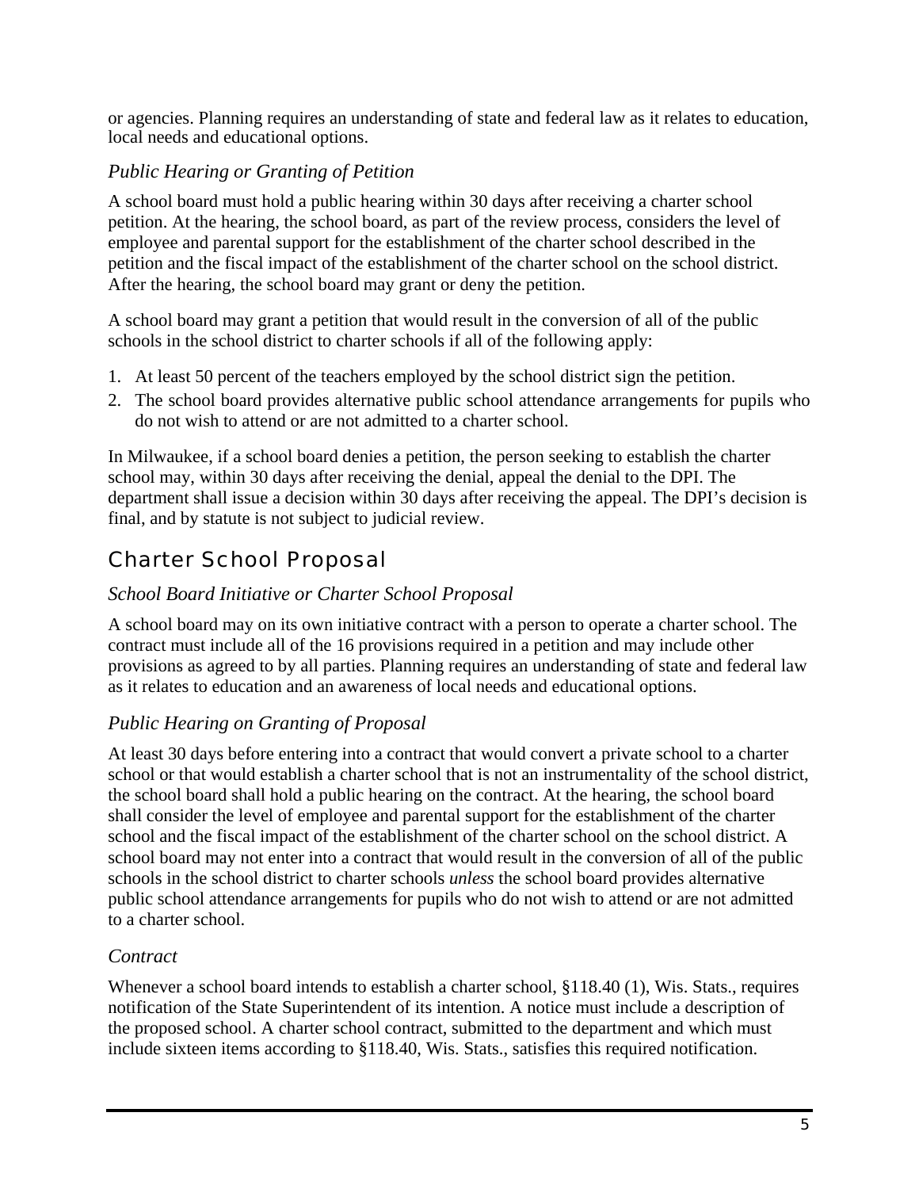or agencies. Planning requires an understanding of state and federal law as it relates to education, local needs and educational options.

### *Public Hearing or Granting of Petition*

A school board must hold a public hearing within 30 days after receiving a charter school petition. At the hearing, the school board, as part of the review process, considers the level of employee and parental support for the establishment of the charter school described in the petition and the fiscal impact of the establishment of the charter school on the school district. After the hearing, the school board may grant or deny the petition.

A school board may grant a petition that would result in the conversion of all of the public schools in the school district to charter schools if all of the following apply:

1. At least 50 percent of the teachers employed by the school district sign the petition.
2. The school board provides alternative public school attendance arrangements for pupils who do not wish to attend or are not admitted to a charter school.

In Milwaukee, if a school board denies a petition, the person seeking to establish the charter school may, within 30 days after receiving the denial, appeal the denial to the DPI. The department shall issue a decision within 30 days after receiving the appeal. The DPI's decision is final, and by statute is not subject to judicial review.

## Charter School Proposal

### *School Board Initiative or Charter School Proposal*

A school board may on its own initiative contract with a person to operate a charter school. The contract must include all of the 16 provisions required in a petition and may include other provisions as agreed to by all parties. Planning requires an understanding of state and federal law as it relates to education and an awareness of local needs and educational options.

### *Public Hearing on Granting of Proposal*

At least 30 days before entering into a contract that would convert a private school to a charter school or that would establish a charter school that is not an instrumentality of the school district, the school board shall hold a public hearing on the contract. At the hearing, the school board shall consider the level of employee and parental support for the establishment of the charter school and the fiscal impact of the establishment of the charter school on the school district. A school board may not enter into a contract that would result in the conversion of all of the public schools in the school district to charter schools *unless* the school board provides alternative public school attendance arrangements for pupils who do not wish to attend or are not admitted to a charter school.

### *Contract*

Whenever a school board intends to establish a charter school, §118.40 (1), Wis. Stats., requires notification of the State Superintendent of its intention. A notice must include a description of the proposed school. A charter school contract, submitted to the department and which must include sixteen items according to §118.40, Wis. Stats., satisfies this required notification.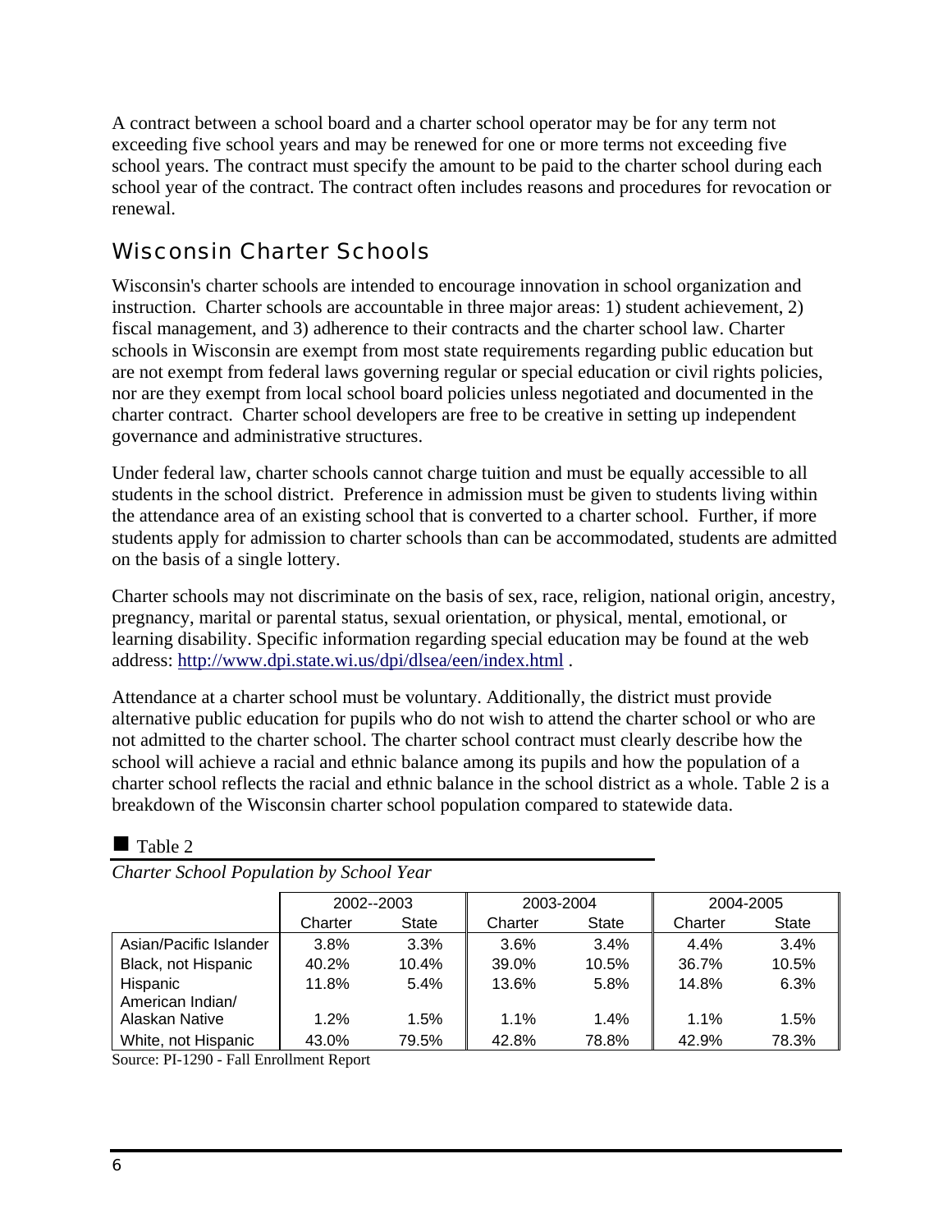A contract between a school board and a charter school operator may be for any term not exceeding five school years and may be renewed for one or more terms not exceeding five school years. The contract must specify the amount to be paid to the charter school during each school year of the contract. The contract often includes reasons and procedures for revocation or renewal.

## Wisconsin Charter Schools

Wisconsin's charter schools are intended to encourage innovation in school organization and instruction. Charter schools are accountable in three major areas: 1) student achievement, 2) fiscal management, and 3) adherence to their contracts and the charter school law. Charter schools in Wisconsin are exempt from most state requirements regarding public education but are not exempt from federal laws governing regular or special education or civil rights policies, nor are they exempt from local school board policies unless negotiated and documented in the charter contract. Charter school developers are free to be creative in setting up independent governance and administrative structures.

Under federal law, charter schools cannot charge tuition and must be equally accessible to all students in the school district. Preference in admission must be given to students living within the attendance area of an existing school that is converted to a charter school. Further, if more students apply for admission to charter schools than can be accommodated, students are admitted on the basis of a single lottery.

Charter schools may not discriminate on the basis of sex, race, religion, national origin, ancestry, pregnancy, marital or parental status, sexual orientation, or physical, mental, emotional, or learning disability. Specific information regarding special education may be found at the web address: http://www.dpi.state.wi.us/dpi/dlsea/een/index.html .

Attendance at a charter school must be voluntary. Additionally, the district must provide alternative public education for pupils who do not wish to attend the charter school or who are not admitted to the charter school. The charter school contract must clearly describe how the school will achieve a racial and ethnic balance among its pupils and how the population of a charter school reflects the racial and ethnic balance in the school district as a whole. Table 2 is a breakdown of the Wisconsin charter school population compared to statewide data.

■ Table 2

*Charter School Population by School Year*

| | 2002--2003 | | 2003-2004 | | 2004-2005 | |
|---|---|---|---|---|---|---|
| | Charter | State | Charter | State | Charter | State |
| Asian/Pacific Islander | 3.8% | 3.3% | 3.6% | 3.4% | 4.4% | 3.4% |
| Black, not Hispanic | 40.2% | 10.4% | 39.0% | 10.5% | 36.7% | 10.5% |
| Hispanic | 11.8% | 5.4% | 13.6% | 5.8% | 14.8% | 6.3% |
| American Indian/ Alaskan Native | 1.2% | 1.5% | 1.1% | 1.4% | 1.1% | 1.5% |
| White, not Hispanic | 43.0% | 79.5% | 42.8% | 78.8% | 42.9% | 78.3% |

Source: PI-1290 - Fall Enrollment Report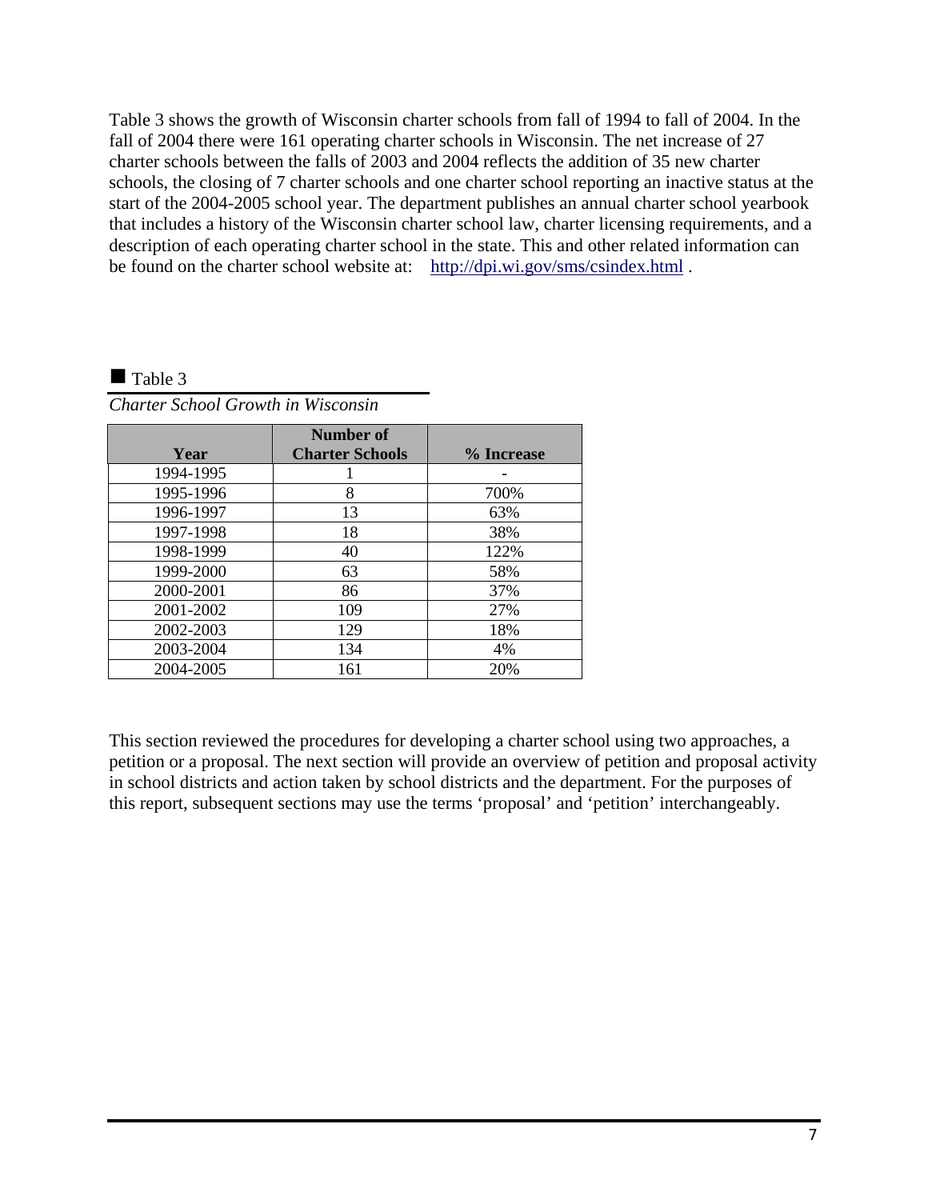Table 3 shows the growth of Wisconsin charter schools from fall of 1994 to fall of 2004. In the fall of 2004 there were 161 operating charter schools in Wisconsin. The net increase of 27 charter schools between the falls of 2003 and 2004 reflects the addition of 35 new charter schools, the closing of 7 charter schools and one charter school reporting an inactive status at the start of the 2004-2005 school year. The department publishes an annual charter school yearbook that includes a history of the Wisconsin charter school law, charter licensing requirements, and a description of each operating charter school in the state. This and other related information can be found on the charter school website at: http://dpi.wi.gov/sms/csindex.html .

■ Table 3

*Charter School Growth in Wisconsin*

| Year | Number of Charter Schools | % Increase |
|---|---|---|
| 1994-1995 | 1 | - |
| 1995-1996 | 8 | 700% |
| 1996-1997 | 13 | 63% |
| 1997-1998 | 18 | 38% |
| 1998-1999 | 40 | 122% |
| 1999-2000 | 63 | 58% |
| 2000-2001 | 86 | 37% |
| 2001-2002 | 109 | 27% |
| 2002-2003 | 129 | 18% |
| 2003-2004 | 134 | 4% |
| 2004-2005 | 161 | 20% |

This section reviewed the procedures for developing a charter school using two approaches, a petition or a proposal. The next section will provide an overview of petition and proposal activity in school districts and action taken by school districts and the department. For the purposes of this report, subsequent sections may use the terms 'proposal' and 'petition' interchangeably.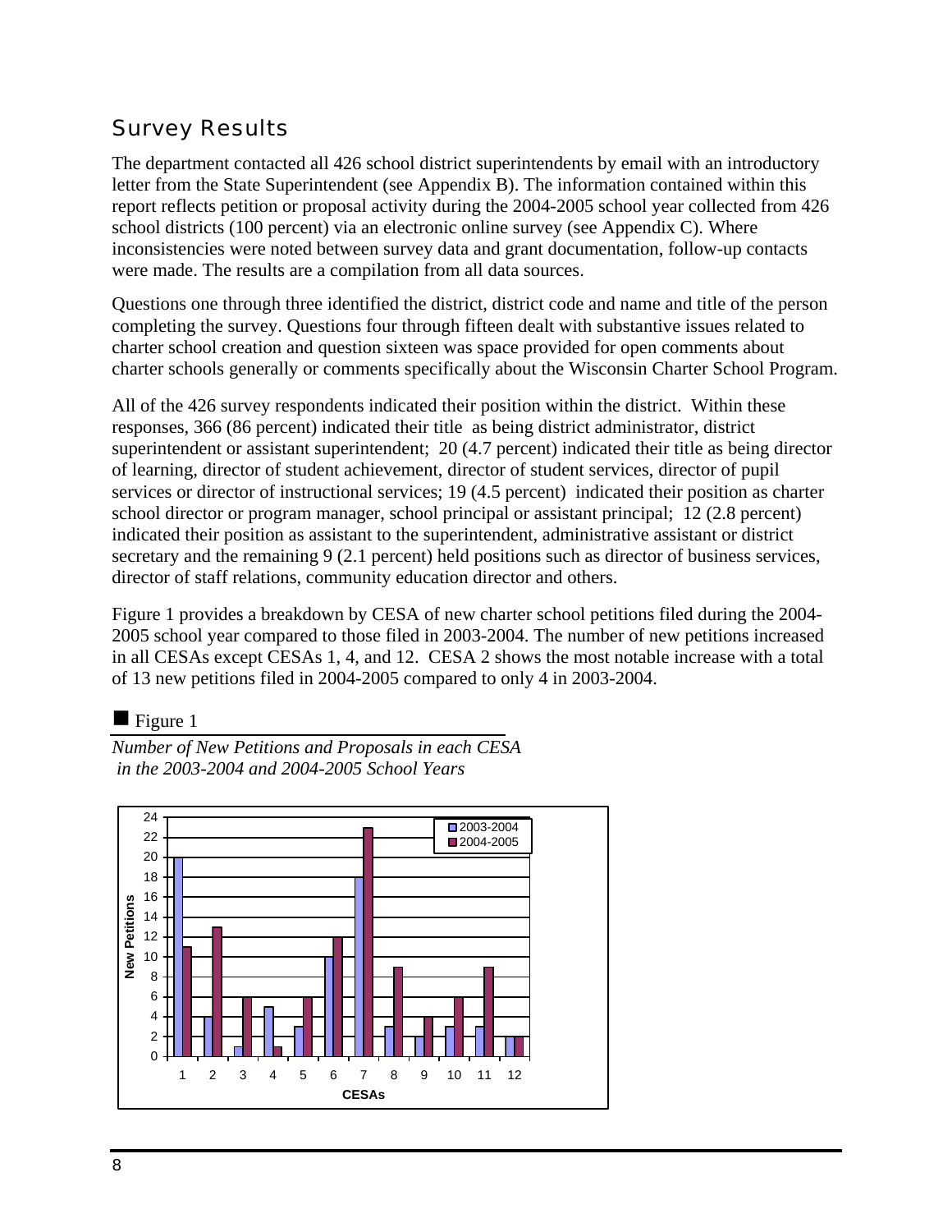## Survey Results

The department contacted all 426 school district superintendents by email with an introductory letter from the State Superintendent (see Appendix B). The information contained within this report reflects petition or proposal activity during the 2004-2005 school year collected from 426 school districts (100 percent) via an electronic online survey (see Appendix C). Where inconsistencies were noted between survey data and grant documentation, follow-up contacts were made. The results are a compilation from all data sources.

Questions one through three identified the district, district code and name and title of the person completing the survey. Questions four through fifteen dealt with substantive issues related to charter school creation and question sixteen was space provided for open comments about charter schools generally or comments specifically about the Wisconsin Charter School Program.

All of the 426 survey respondents indicated their position within the district. Within these responses, 366 (86 percent) indicated their title as being district administrator, district superintendent or assistant superintendent; 20 (4.7 percent) indicated their title as being director of learning, director of student achievement, director of student services, director of pupil services or director of instructional services; 19 (4.5 percent) indicated their position as charter school director or program manager, school principal or assistant principal; 12 (2.8 percent) indicated their position as assistant to the superintendent, administrative assistant or district secretary and the remaining 9 (2.1 percent) held positions such as director of business services, director of staff relations, community education director and others.

Figure 1 provides a breakdown by CESA of new charter school petitions filed during the 2004-2005 school year compared to those filed in 2003-2004. The number of new petitions increased in all CESAs except CESAs 1, 4, and 12. CESA 2 shows the most notable increase with a total of 13 new petitions filed in 2004-2005 compared to only 4 in 2003-2004.

■ Figure 1

*Number of New Petitions and Proposals in each CESA in the 2003-2004 and 2004-2005 School Years*

| CESAs | 2003-2004 | 2004-2005 |
|---|---|---|
| 1 | 20 | 11 |
| 2 | 4 | 13 |
| 3 | 1 | 6 |
| 4 | 5 | 1 |
| 5 | 3 | 6 |
| 6 | 10 | 12 |
| 7 | 18 | 23 |
| 8 | 3 | 9 |
| 9 | 2 | 4 |
| 10 | 3 | 6 |
| 11 | 3 | 9 |
| 12 | 2 | 2 |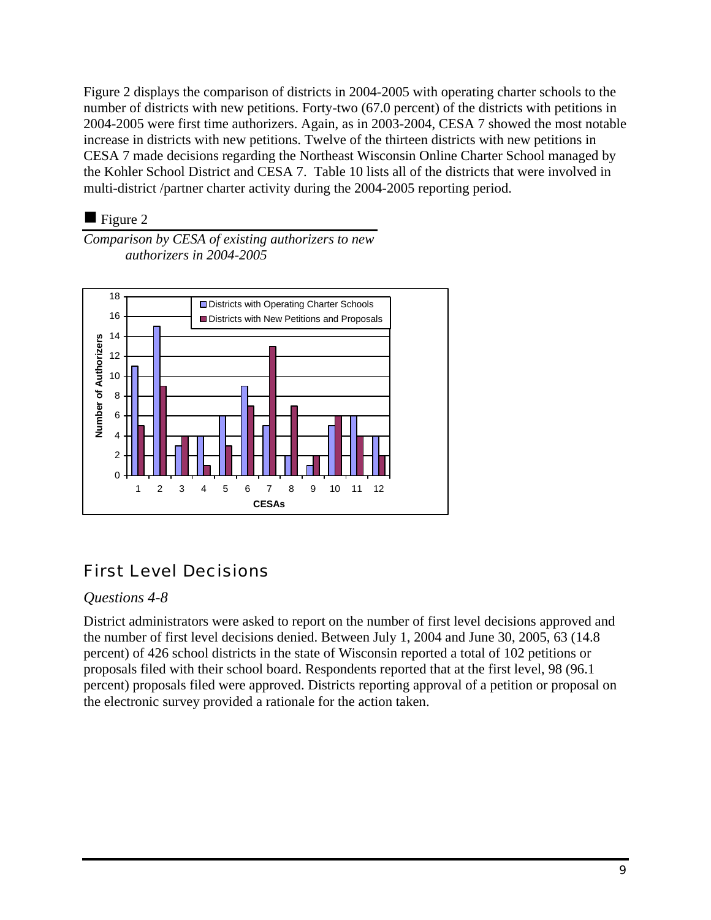Figure 2 displays the comparison of districts in 2004-2005 with operating charter schools to the number of districts with new petitions. Forty-two (67.0 percent) of the districts with petitions in 2004-2005 were first time authorizers. Again, as in 2003-2004, CESA 7 showed the most notable increase in districts with new petitions. Twelve of the thirteen districts with new petitions in CESA 7 made decisions regarding the Northeast Wisconsin Online Charter School managed by the Kohler School District and CESA 7. Table 10 lists all of the districts that were involved in multi-district /partner charter activity during the 2004-2005 reporting period.

■ Figure 2

*Comparison by CESA of existing authorizers to new authorizers in 2004-2005*

| CESAs | Districts with Operating Charter Schools | Districts with New Petitions and Proposals |
| --- | --- | --- |
| 1 | 11 | 5 |
| 2 | 15 | 9 |
| 3 | 3 | 4 |
| 4 | 4 | 1 |
| 5 | 6 | 3 |
| 6 | 9 | 7 |
| 7 | 5 | 13 |
| 8 | 2 | 7 |
| 9 | 1 | 2 |
| 10 | 5 | 6 |
| 11 | 6 | 4 |
| 12 | 4 | 2 |

## First Level Decisions

*Questions 4-8*

District administrators were asked to report on the number of first level decisions approved and the number of first level decisions denied. Between July 1, 2004 and June 30, 2005, 63 (14.8 percent) of 426 school districts in the state of Wisconsin reported a total of 102 petitions or proposals filed with their school board. Respondents reported that at the first level, 98 (96.1 percent) proposals filed were approved. Districts reporting approval of a petition or proposal on the electronic survey provided a rationale for the action taken.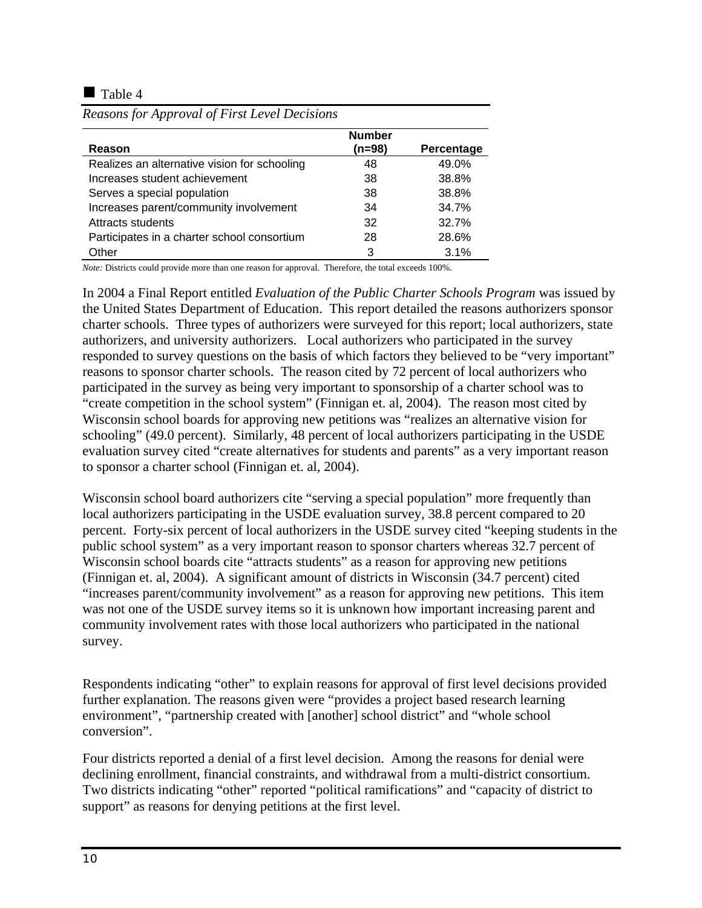■ Table 4

*Reasons for Approval of First Level Decisions*

| Reason | Number (n=98) | Percentage |
|---|---|---|
| Realizes an alternative vision for schooling | 48 | 49.0% |
| Increases student achievement | 38 | 38.8% |
| Serves a special population | 38 | 38.8% |
| Increases parent/community involvement | 34 | 34.7% |
| Attracts students | 32 | 32.7% |
| Participates in a charter school consortium | 28 | 28.6% |
| Other | 3 | 3.1% |

*Note:* Districts could provide more than one reason for approval. Therefore, the total exceeds 100%.

In 2004 a Final Report entitled *Evaluation of the Public Charter Schools Program* was issued by the United States Department of Education. This report detailed the reasons authorizers sponsor charter schools. Three types of authorizers were surveyed for this report; local authorizers, state authorizers, and university authorizers. Local authorizers who participated in the survey responded to survey questions on the basis of which factors they believed to be "very important" reasons to sponsor charter schools. The reason cited by 72 percent of local authorizers who participated in the survey as being very important to sponsorship of a charter school was to "create competition in the school system" (Finnigan et. al, 2004). The reason most cited by Wisconsin school boards for approving new petitions was "realizes an alternative vision for schooling" (49.0 percent). Similarly, 48 percent of local authorizers participating in the USDE evaluation survey cited "create alternatives for students and parents" as a very important reason to sponsor a charter school (Finnigan et. al, 2004).

Wisconsin school board authorizers cite "serving a special population" more frequently than local authorizers participating in the USDE evaluation survey, 38.8 percent compared to 20 percent. Forty-six percent of local authorizers in the USDE survey cited "keeping students in the public school system" as a very important reason to sponsor charters whereas 32.7 percent of Wisconsin school boards cite "attracts students" as a reason for approving new petitions (Finnigan et. al, 2004). A significant amount of districts in Wisconsin (34.7 percent) cited "increases parent/community involvement" as a reason for approving new petitions. This item was not one of the USDE survey items so it is unknown how important increasing parent and community involvement rates with those local authorizers who participated in the national survey.

Respondents indicating "other" to explain reasons for approval of first level decisions provided further explanation. The reasons given were "provides a project based research learning environment", "partnership created with [another] school district" and "whole school conversion".

Four districts reported a denial of a first level decision. Among the reasons for denial were declining enrollment, financial constraints, and withdrawal from a multi-district consortium. Two districts indicating "other" reported "political ramifications" and "capacity of district to support" as reasons for denying petitions at the first level.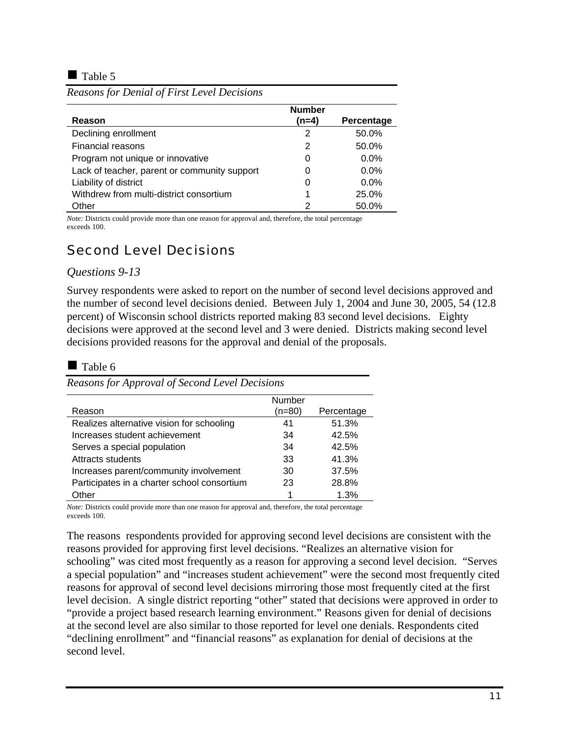■ Table 5

*Reasons for Denial of First Level Decisions*

| Reason | Number (n=4) | Percentage |
|---|---|---|
| Declining enrollment | 2 | 50.0% |
| Financial reasons | 2 | 50.0% |
| Program not unique or innovative | 0 | 0.0% |
| Lack of teacher, parent or community support | 0 | 0.0% |
| Liability of district | 0 | 0.0% |
| Withdrew from multi-district consortium | 1 | 25.0% |
| Other | 2 | 50.0% |

*Note:* Districts could provide more than one reason for approval and, therefore, the total percentage exceeds 100.

## Second Level Decisions

*Questions 9-13*

Survey respondents were asked to report on the number of second level decisions approved and the number of second level decisions denied. Between July 1, 2004 and June 30, 2005, 54 (12.8 percent) of Wisconsin school districts reported making 83 second level decisions. Eighty decisions were approved at the second level and 3 were denied. Districts making second level decisions provided reasons for the approval and denial of the proposals.

■ Table 6

*Reasons for Approval of Second Level Decisions*

| Reason | Number (n=80) | Percentage |
|---|---|---|
| Realizes alternative vision for schooling | 41 | 51.3% |
| Increases student achievement | 34 | 42.5% |
| Serves a special population | 34 | 42.5% |
| Attracts students | 33 | 41.3% |
| Increases parent/community involvement | 30 | 37.5% |
| Participates in a charter school consortium | 23 | 28.8% |
| Other | 1 | 1.3% |

*Note:* Districts could provide more than one reason for approval and, therefore, the total percentage exceeds 100.

The reasons respondents provided for approving second level decisions are consistent with the reasons provided for approving first level decisions. "Realizes an alternative vision for schooling" was cited most frequently as a reason for approving a second level decision. "Serves a special population" and "increases student achievement" were the second most frequently cited reasons for approval of second level decisions mirroring those most frequently cited at the first level decision. A single district reporting "other" stated that decisions were approved in order to "provide a project based research learning environment." Reasons given for denial of decisions at the second level are also similar to those reported for level one denials. Respondents cited "declining enrollment" and "financial reasons" as explanation for denial of decisions at the second level.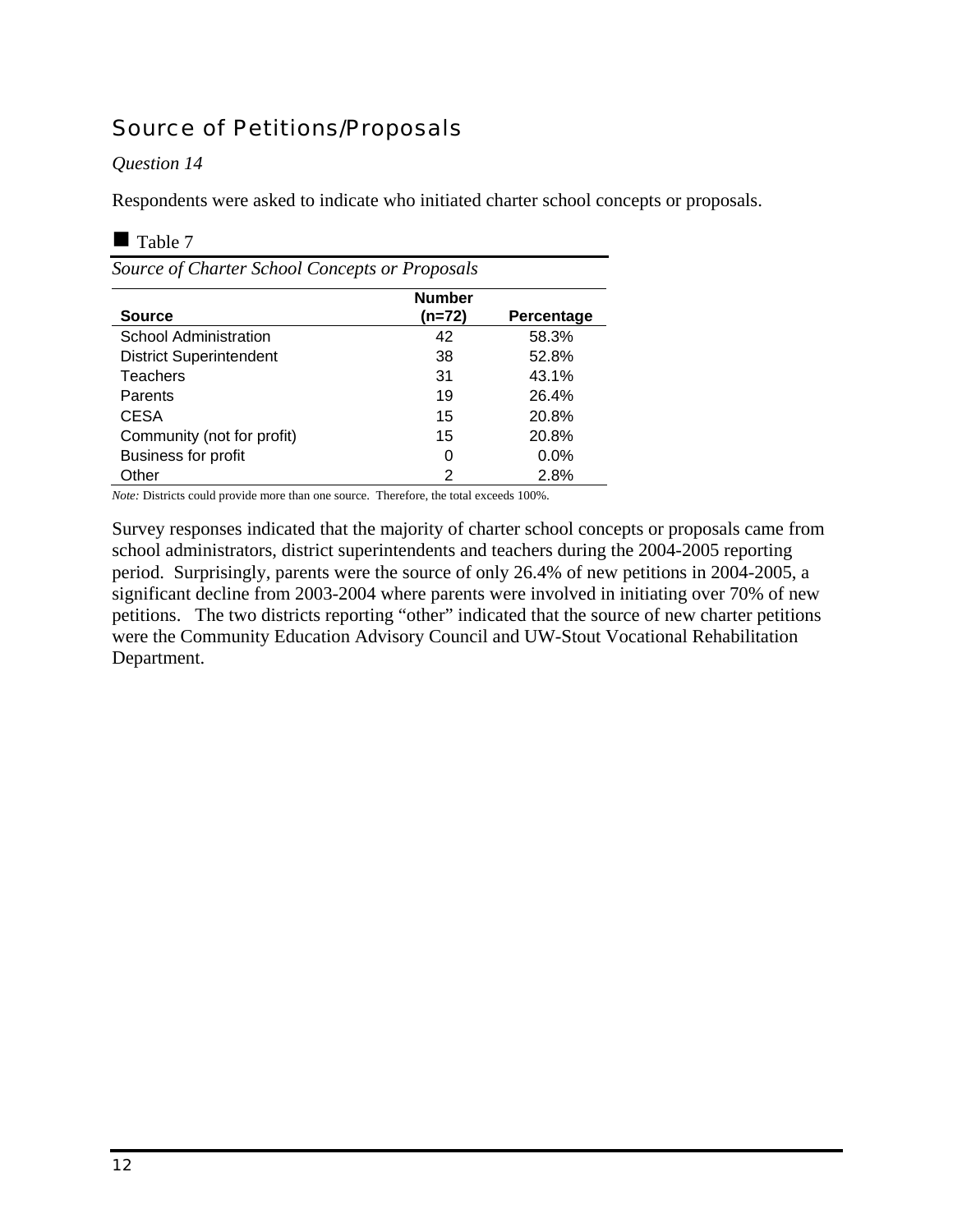## Source of Petitions/Proposals

*Question 14*

Respondents were asked to indicate who initiated charter school concepts or proposals.

■ Table 7

*Source of Charter School Concepts or Proposals*

| Source | Number (n=72) | Percentage |
|---|---|---|
| School Administration | 42 | 58.3% |
| District Superintendent | 38 | 52.8% |
| Teachers | 31 | 43.1% |
| Parents | 19 | 26.4% |
| CESA | 15 | 20.8% |
| Community (not for profit) | 15 | 20.8% |
| Business for profit | 0 | 0.0% |
| Other | 2 | 2.8% |

*Note:* Districts could provide more than one source. Therefore, the total exceeds 100%.

Survey responses indicated that the majority of charter school concepts or proposals came from school administrators, district superintendents and teachers during the 2004-2005 reporting period. Surprisingly, parents were the source of only 26.4% of new petitions in 2004-2005, a significant decline from 2003-2004 where parents were involved in initiating over 70% of new petitions. The two districts reporting "other" indicated that the source of new charter petitions were the Community Education Advisory Council and UW-Stout Vocational Rehabilitation Department.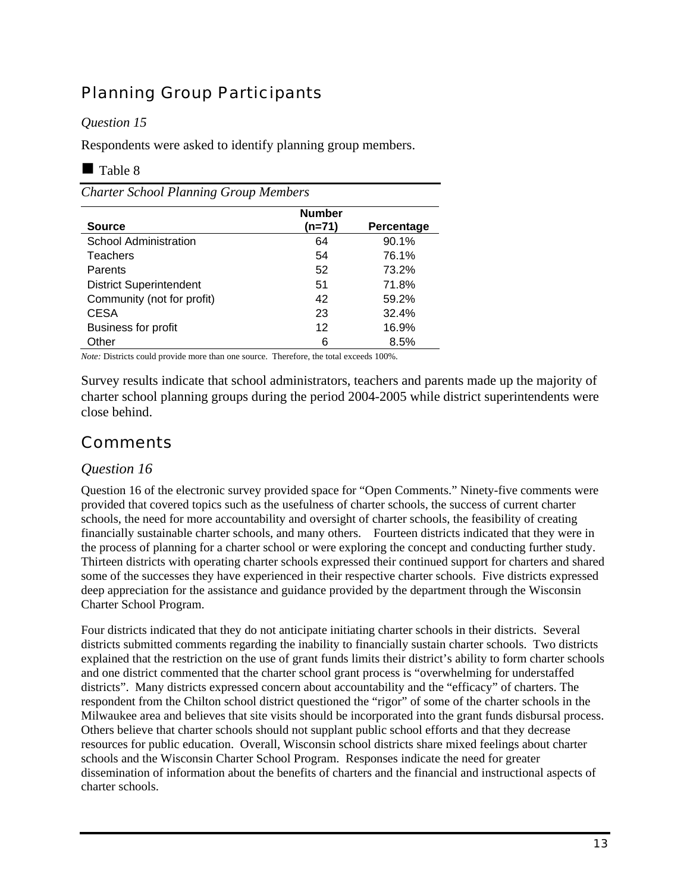## Planning Group Participants

*Question 15*

Respondents were asked to identify planning group members.

■ Table 8

*Charter School Planning Group Members*

| Source | Number (n=71) | Percentage |
|---|---|---|
| School Administration | 64 | 90.1% |
| Teachers | 54 | 76.1% |
| Parents | 52 | 73.2% |
| District Superintendent | 51 | 71.8% |
| Community (not for profit) | 42 | 59.2% |
| CESA | 23 | 32.4% |
| Business for profit | 12 | 16.9% |
| Other | 6 | 8.5% |

*Note:* Districts could provide more than one source. Therefore, the total exceeds 100%.

Survey results indicate that school administrators, teachers and parents made up the majority of charter school planning groups during the period 2004-2005 while district superintendents were close behind.

## Comments

*Question 16*

Question 16 of the electronic survey provided space for "Open Comments." Ninety-five comments were provided that covered topics such as the usefulness of charter schools, the success of current charter schools, the need for more accountability and oversight of charter schools, the feasibility of creating financially sustainable charter schools, and many others. Fourteen districts indicated that they were in the process of planning for a charter school or were exploring the concept and conducting further study. Thirteen districts with operating charter schools expressed their continued support for charters and shared some of the successes they have experienced in their respective charter schools. Five districts expressed deep appreciation for the assistance and guidance provided by the department through the Wisconsin Charter School Program.

Four districts indicated that they do not anticipate initiating charter schools in their districts. Several districts submitted comments regarding the inability to financially sustain charter schools. Two districts explained that the restriction on the use of grant funds limits their district's ability to form charter schools and one district commented that the charter school grant process is "overwhelming for understaffed districts". Many districts expressed concern about accountability and the "efficacy" of charters. The respondent from the Chilton school district questioned the "rigor" of some of the charter schools in the Milwaukee area and believes that site visits should be incorporated into the grant funds disbursal process. Others believe that charter schools should not supplant public school efforts and that they decrease resources for public education. Overall, Wisconsin school districts share mixed feelings about charter schools and the Wisconsin Charter School Program. Responses indicate the need for greater dissemination of information about the benefits of charters and the financial and instructional aspects of charter schools.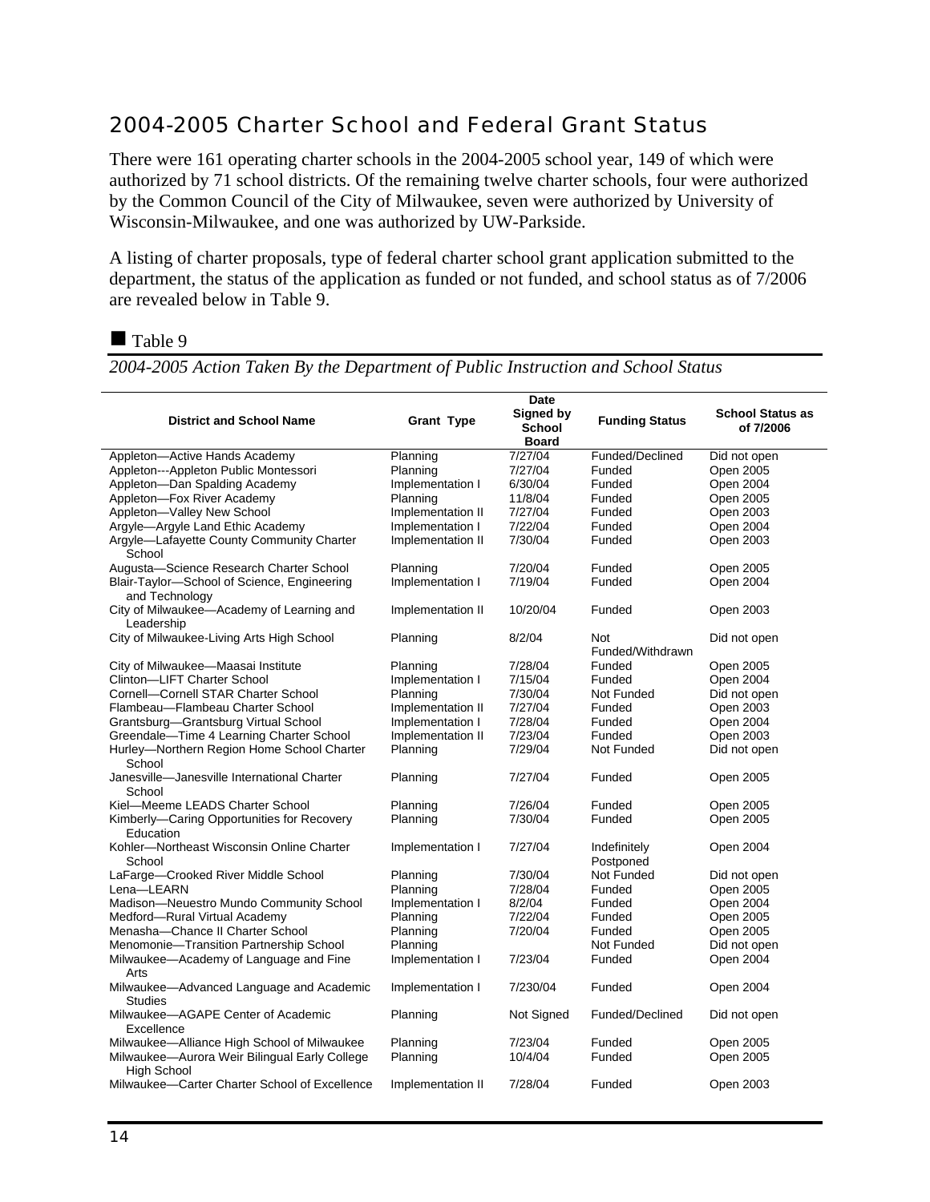## 2004-2005 Charter School and Federal Grant Status

There were 161 operating charter schools in the 2004-2005 school year, 149 of which were authorized by 71 school districts. Of the remaining twelve charter schools, four were authorized by the Common Council of the City of Milwaukee, seven were authorized by University of Wisconsin-Milwaukee, and one was authorized by UW-Parkside.

A listing of charter proposals, type of federal charter school grant application submitted to the department, the status of the application as funded or not funded, and school status as of 7/2006 are revealed below in Table 9.

■ Table 9

*2004-2005 Action Taken By the Department of Public Instruction and School Status*

| District and School Name | Grant Type | Date Signed by School Board | Funding Status | School Status as of 7/2006 |
|---|---|---|---|---|
| Appleton—Active Hands Academy | Planning | 7/27/04 | Funded/Declined | Did not open |
| Appleton---Appleton Public Montessori | Planning | 7/27/04 | Funded | Open 2005 |
| Appleton—Dan Spalding Academy | Implementation I | 6/30/04 | Funded | Open 2004 |
| Appleton—Fox River Academy | Planning | 11/8/04 | Funded | Open 2005 |
| Appleton—Valley New School | Implementation II | 7/27/04 | Funded | Open 2003 |
| Argyle—Argyle Land Ethic Academy | Implementation I | 7/22/04 | Funded | Open 2004 |
| Argyle—Lafayette County Community Charter School | Implementation II | 7/30/04 | Funded | Open 2003 |
| Augusta—Science Research Charter School | Planning | 7/20/04 | Funded | Open 2005 |
| Blair-Taylor—School of Science, Engineering and Technology | Implementation I | 7/19/04 | Funded | Open 2004 |
| City of Milwaukee—Academy of Learning and Leadership | Implementation II | 10/20/04 | Funded | Open 2003 |
| City of Milwaukee-Living Arts High School | Planning | 8/2/04 | Not Funded/Withdrawn | Did not open |
| City of Milwaukee—Maasai Institute | Planning | 7/28/04 | Funded | Open 2005 |
| Clinton—LIFT Charter School | Implementation I | 7/15/04 | Funded | Open 2004 |
| Cornell—Cornell STAR Charter School | Planning | 7/30/04 | Not Funded | Did not open |
| Flambeau—Flambeau Charter School | Implementation II | 7/27/04 | Funded | Open 2003 |
| Grantsburg—Grantsburg Virtual School | Implementation I | 7/28/04 | Funded | Open 2004 |
| Greendale—Time 4 Learning Charter School | Implementation II | 7/23/04 | Funded | Open 2003 |
| Hurley—Northern Region Home School Charter School | Planning | 7/29/04 | Not Funded | Did not open |
| Janesville—Janesville International Charter School | Planning | 7/27/04 | Funded | Open 2005 |
| Kiel—Meeme LEADS Charter School | Planning | 7/26/04 | Funded | Open 2005 |
| Kimberly—Caring Opportunities for Recovery Education | Planning | 7/30/04 | Funded | Open 2005 |
| Kohler—Northeast Wisconsin Online Charter School | Implementation I | 7/27/04 | Indefinitely Postponed | Open 2004 |
| LaFarge—Crooked River Middle School | Planning | 7/30/04 | Not Funded | Did not open |
| Lena—LEARN | Planning | 7/28/04 | Funded | Open 2005 |
| Madison—Neuestro Mundo Community School | Implementation I | 8/2/04 | Funded | Open 2004 |
| Medford—Rural Virtual Academy | Planning | 7/22/04 | Funded | Open 2005 |
| Menasha—Chance II Charter School | Planning | 7/20/04 | Funded | Open 2005 |
| Menomonie—Transition Partnership School | Planning | | Not Funded | Did not open |
| Milwaukee—Academy of Language and Fine Arts | Implementation I | 7/23/04 | Funded | Open 2004 |
| Milwaukee—Advanced Language and Academic Studies | Implementation I | 7/230/04 | Funded | Open 2004 |
| Milwaukee—AGAPE Center of Academic Excellence | Planning | Not Signed | Funded/Declined | Did not open |
| Milwaukee—Alliance High School of Milwaukee | Planning | 7/23/04 | Funded | Open 2005 |
| Milwaukee—Aurora Weir Bilingual Early College High School | Planning | 10/4/04 | Funded | Open 2005 |
| Milwaukee—Carter Charter School of Excellence | Implementation II | 7/28/04 | Funded | Open 2003 |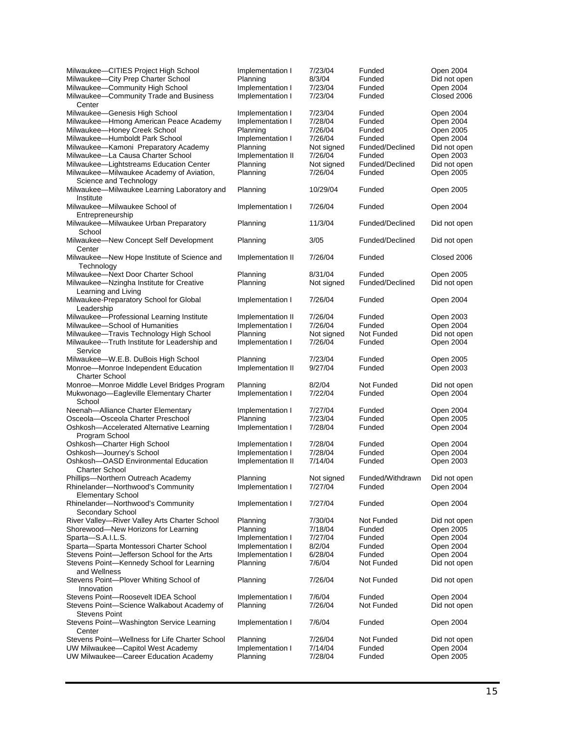| | | | | |
|---|---|---|---|---|
| Milwaukee—CITIES Project High School | Implementation I | 7/23/04 | Funded | Open 2004 |
| Milwaukee—City Prep Charter School | Planning | 8/3/04 | Funded | Did not open |
| Milwaukee—Community High School | Implementation I | 7/23/04 | Funded | Open 2004 |
| Milwaukee—Community Trade and Business Center | Implementation I | 7/23/04 | Funded | Closed 2006 |
| Milwaukee—Genesis High School | Implementation I | 7/23/04 | Funded | Open 2004 |
| Milwaukee—Hmong American Peace Academy | Implementation I | 7/28/04 | Funded | Open 2004 |
| Milwaukee—Honey Creek School | Planning | 7/26/04 | Funded | Open 2005 |
| Milwaukee—Humboldt Park School | Implementation I | 7/26/04 | Funded | Open 2004 |
| Milwaukee—Kamoni Preparatory Academy | Planning | Not signed | Funded/Declined | Did not open |
| Milwaukee—La Causa Charter School | Implementation II | 7/26/04 | Funded | Open 2003 |
| Milwaukee—Lightstreams Education Center | Planning | Not signed | Funded/Declined | Did not open |
| Milwaukee—Milwaukee Academy of Aviation, Science and Technology | Planning | 7/26/04 | Funded | Open 2005 |
| Milwaukee—Milwaukee Learning Laboratory and Institute | Planning | 10/29/04 | Funded | Open 2005 |
| Milwaukee—Milwaukee School of Entrepreneurship | Implementation I | 7/26/04 | Funded | Open 2004 |
| Milwaukee—Milwaukee Urban Preparatory School | Planning | 11/3/04 | Funded/Declined | Did not open |
| Milwaukee—New Concept Self Development Center | Planning | 3/05 | Funded/Declined | Did not open |
| Milwaukee—New Hope Institute of Science and Technology | Implementation II | 7/26/04 | Funded | Closed 2006 |
| Milwaukee—Next Door Charter School | Planning | 8/31/04 | Funded | Open 2005 |
| Milwaukee—Nzingha Institute for Creative Learning and Living | Planning | Not signed | Funded/Declined | Did not open |
| Milwaukee-Preparatory School for Global Leadership | Implementation I | 7/26/04 | Funded | Open 2004 |
| Milwaukee—Professional Learning Institute | Implementation II | 7/26/04 | Funded | Open 2003 |
| Milwaukee—School of Humanities | Implementation I | 7/26/04 | Funded | Open 2004 |
| Milwaukee—Travis Technology High School | Planning | Not signed | Not Funded | Did not open |
| Milwaukee---Truth Institute for Leadership and Service | Implementation I | 7/26/04 | Funded | Open 2004 |
| Milwaukee—W.E.B. DuBois High School | Planning | 7/23/04 | Funded | Open 2005 |
| Monroe—Monroe Independent Education Charter School | Implementation II | 9/27/04 | Funded | Open 2003 |
| Monroe—Monroe Middle Level Bridges Program | Planning | 8/2/04 | Not Funded | Did not open |
| Mukwonago—Eagleville Elementary Charter School | Implementation I | 7/22/04 | Funded | Open 2004 |
| Neenah—Alliance Charter Elementary | Implementation I | 7/27/04 | Funded | Open 2004 |
| Osceola—Osceola Charter Preschool | Planning | 7/23/04 | Funded | Open 2005 |
| Oshkosh—Accelerated Alternative Learning Program School | Implementation I | 7/28/04 | Funded | Open 2004 |
| Oshkosh—Charter High School | Implementation I | 7/28/04 | Funded | Open 2004 |
| Oshkosh—Journey's School | Implementation I | 7/28/04 | Funded | Open 2004 |
| Oshkosh—OASD Environmental Education Charter School | Implementation II | 7/14/04 | Funded | Open 2003 |
| Phillips—Northern Outreach Academy | Planning | Not signed | Funded/Withdrawn | Did not open |
| Rhinelander—Northwood's Community Elementary School | Implementation I | 7/27/04 | Funded | Open 2004 |
| Rhinelander—Northwood's Community Secondary School | Implementation I | 7/27/04 | Funded | Open 2004 |
| River Valley—River Valley Arts Charter School | Planning | 7/30/04 | Not Funded | Did not open |
| Shorewood—New Horizons for Learning | Planning | 7/18/04 | Funded | Open 2005 |
| Sparta—S.A.I.L.S. | Implementation I | 7/27/04 | Funded | Open 2004 |
| Sparta—Sparta Montessori Charter School | Implementation I | 8/2/04 | Funded | Open 2004 |
| Stevens Point—Jefferson School for the Arts | Implementation I | 6/28/04 | Funded | Open 2004 |
| Stevens Point—Kennedy School for Learning and Wellness | Planning | 7/6/04 | Not Funded | Did not open |
| Stevens Point—Plover Whiting School of Innovation | Planning | 7/26/04 | Not Funded | Did not open |
| Stevens Point—Roosevelt IDEA School | Implementation I | 7/6/04 | Funded | Open 2004 |
| Stevens Point—Science Walkabout Academy of Stevens Point | Planning | 7/26/04 | Not Funded | Did not open |
| Stevens Point—Washington Service Learning Center | Implementation I | 7/6/04 | Funded | Open 2004 |
| Stevens Point—Wellness for Life Charter School | Planning | 7/26/04 | Not Funded | Did not open |
| UW Milwaukee—Capitol West Academy | Implementation I | 7/14/04 | Funded | Open 2004 |
| UW Milwaukee—Career Education Academy | Planning | 7/28/04 | Funded | Open 2005 |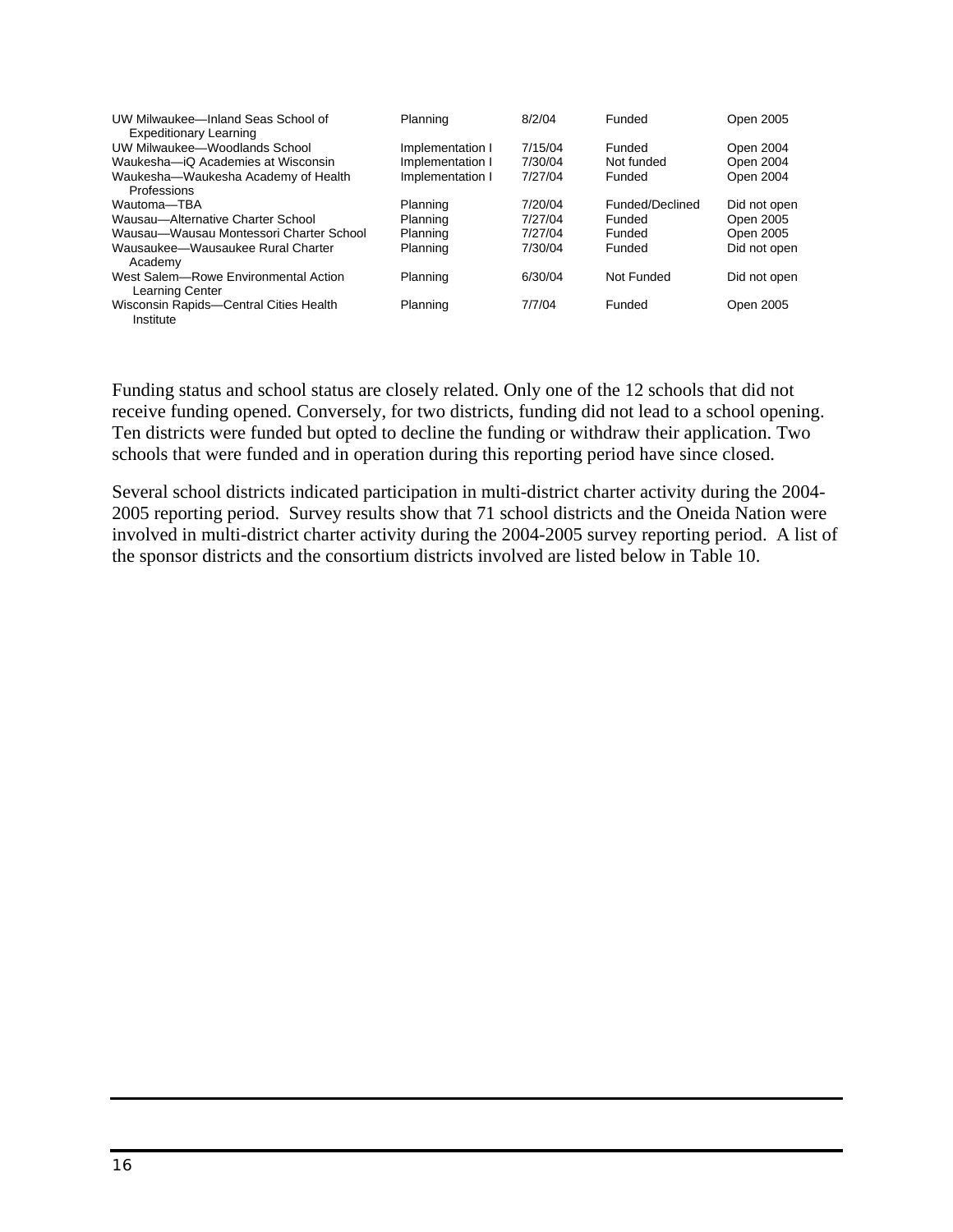| | | | | |
|---|---|---|---|---|
| UW Milwaukee—Inland Seas School of Expeditionary Learning | Planning | 8/2/04 | Funded | Open 2005 |
| UW Milwaukee—Woodlands School | Implementation I | 7/15/04 | Funded | Open 2004 |
| Waukesha—iQ Academies at Wisconsin | Implementation I | 7/30/04 | Not funded | Open 2004 |
| Waukesha—Waukesha Academy of Health Professions | Implementation I | 7/27/04 | Funded | Open 2004 |
| Wautoma—TBA | Planning | 7/20/04 | Funded/Declined | Did not open |
| Wausau—Alternative Charter School | Planning | 7/27/04 | Funded | Open 2005 |
| Wausau—Wausau Montessori Charter School | Planning | 7/27/04 | Funded | Open 2005 |
| Wausaukee—Wausaukee Rural Charter Academy | Planning | 7/30/04 | Funded | Did not open |
| West Salem—Rowe Environmental Action Learning Center | Planning | 6/30/04 | Not Funded | Did not open |
| Wisconsin Rapids—Central Cities Health Institute | Planning | 7/7/04 | Funded | Open 2005 |

Funding status and school status are closely related. Only one of the 12 schools that did not receive funding opened. Conversely, for two districts, funding did not lead to a school opening. Ten districts were funded but opted to decline the funding or withdraw their application. Two schools that were funded and in operation during this reporting period have since closed.

Several school districts indicated participation in multi-district charter activity during the 2004-2005 reporting period. Survey results show that 71 school districts and the Oneida Nation were involved in multi-district charter activity during the 2004-2005 survey reporting period. A list of the sponsor districts and the consortium districts involved are listed below in Table 10.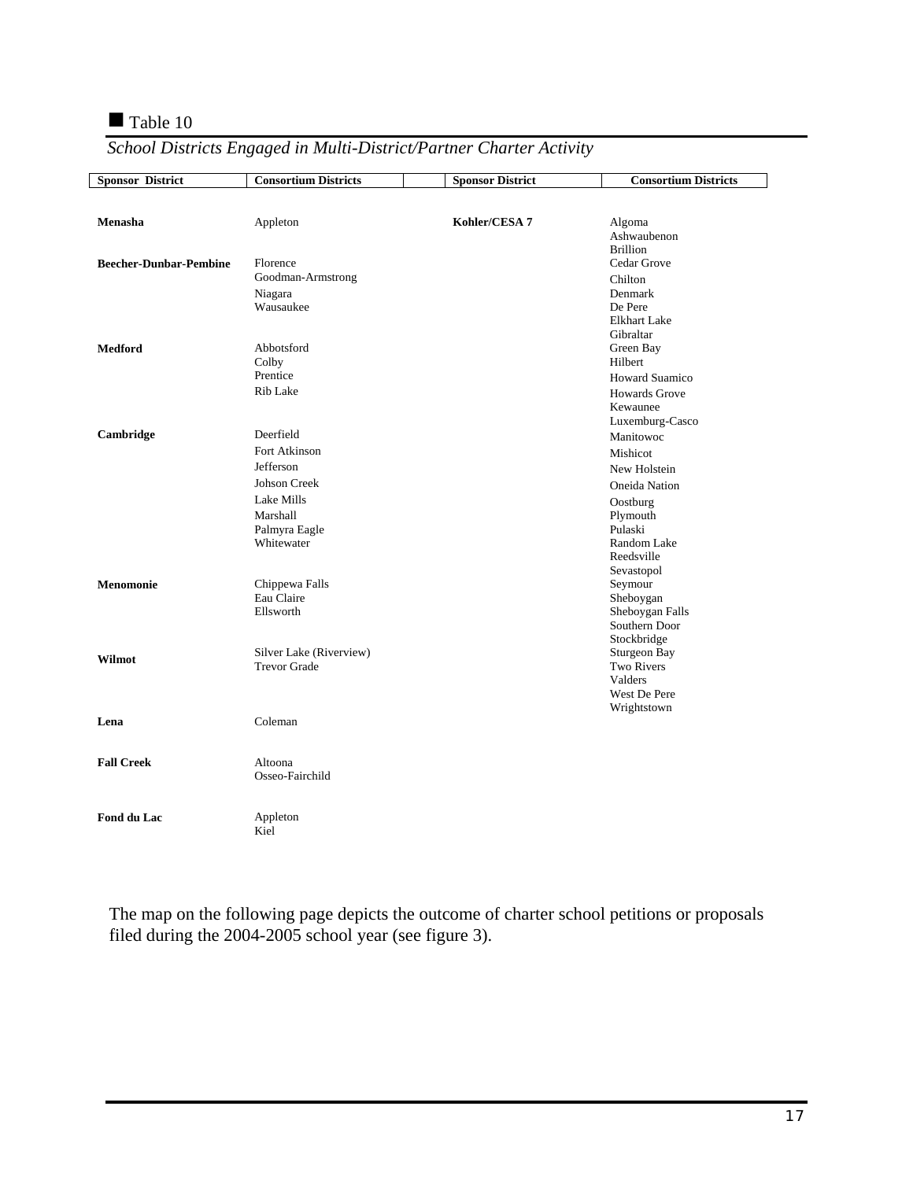■ Table 10

*School Districts Engaged in Multi-District/Partner Charter Activity*

| Sponsor District | Consortium Districts | Sponsor District | Consortium Districts |
|---|---|---|---|
| **Menasha** | Appleton | **Kohler/CESA 7** | Algoma<br>Ashwaubenon<br>Brillion<br>Cedar Grove<br>Chilton<br>Denmark<br>De Pere<br>Elkhart Lake<br>Gibraltar<br>Green Bay<br>Hilbert<br>Howard Suamico<br>Howards Grove<br>Kewaunee<br>Luxemburg-Casco<br>Manitowoc<br>Mishicot<br>New Holstein<br>Oneida Nation<br>Oostburg<br>Plymouth<br>Pulaski<br>Random Lake<br>Reedsville<br>Sevastopol<br>Seymour<br>Sheboygan<br>Sheboygan Falls<br>Southern Door<br>Stockbridge<br>Sturgeon Bay<br>Two Rivers<br>Valders<br>West De Pere<br>Wrightstown |
| **Beecher-Dunbar-Pembine** | Florence<br>Goodman-Armstrong<br>Niagara<br>Wausaukee | | |
| **Medford** | Abbotsford<br>Colby<br>Prentice<br>Rib Lake | | |
| **Cambridge** | Deerfield<br>Fort Atkinson<br>Jefferson<br>Johson Creek<br>Lake Mills<br>Marshall<br>Palmyra Eagle<br>Whitewater | | |
| **Menomonie** | Chippewa Falls<br>Eau Claire<br>Ellsworth | | |
| **Wilmot** | Silver Lake (Riverview)<br>Trevor Grade | | |
| **Lena** | Coleman | | |
| **Fall Creek** | Altoona<br>Osseo-Fairchild | | |
| **Fond du Lac** | Appleton<br>Kiel | | |

The map on the following page depicts the outcome of charter school petitions or proposals filed during the 2004-2005 school year (see figure 3).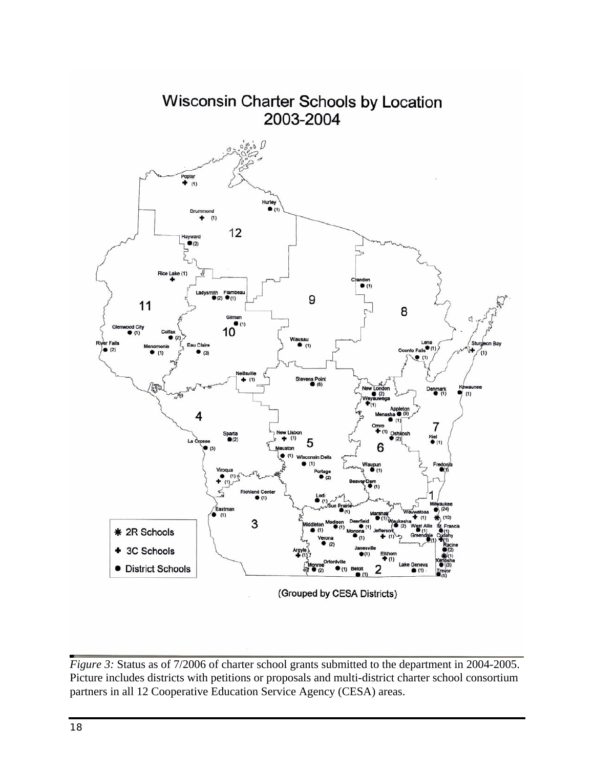Wisconsin Charter Schools by Location
2003-2004

(Grouped by CESA Districts)

*Figure 3:* Status as of 7/2006 of charter school grants submitted to the department in 2004-2005. Picture includes districts with petitions or proposals and multi-district charter school consortium partners in all 12 Cooperative Education Service Agency (CESA) areas.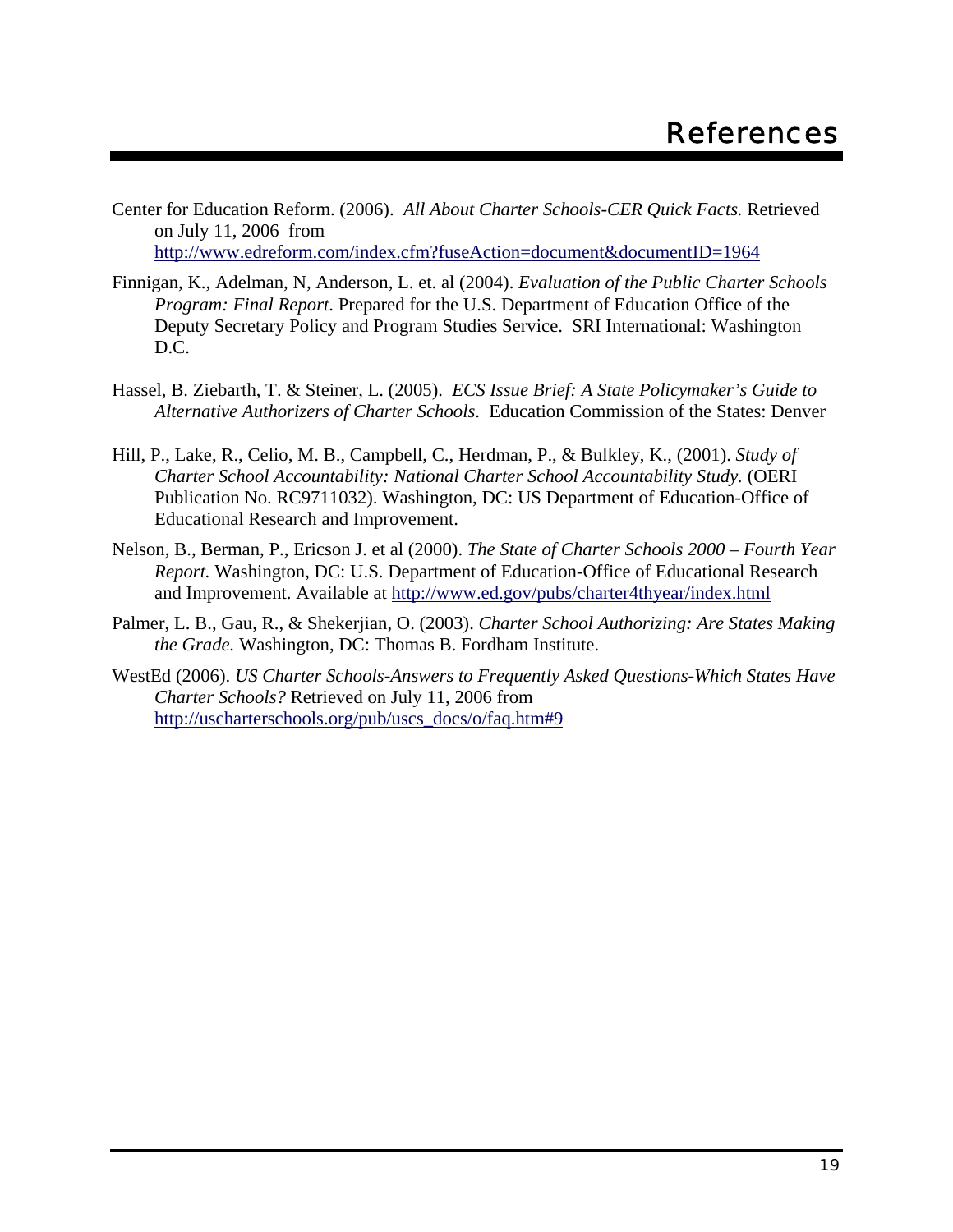# References

Center for Education Reform. (2006). *All About Charter Schools-CER Quick Facts.* Retrieved on July 11, 2006 from http://www.edreform.com/index.cfm?fuseAction=document&documentID=1964

Finnigan, K., Adelman, N, Anderson, L. et. al (2004). *Evaluation of the Public Charter Schools Program: Final Report*. Prepared for the U.S. Department of Education Office of the Deputy Secretary Policy and Program Studies Service. SRI International: Washington D.C.

Hassel, B. Ziebarth, T. & Steiner, L. (2005). *ECS Issue Brief: A State Policymaker's Guide to Alternative Authorizers of Charter Schools*. Education Commission of the States: Denver

Hill, P., Lake, R., Celio, M. B., Campbell, C., Herdman, P., & Bulkley, K., (2001). *Study of Charter School Accountability: National Charter School Accountability Study.* (OERI Publication No. RC9711032). Washington, DC: US Department of Education-Office of Educational Research and Improvement.

Nelson, B., Berman, P., Ericson J. et al (2000). *The State of Charter Schools 2000 – Fourth Year Report.* Washington, DC: U.S. Department of Education-Office of Educational Research and Improvement. Available at http://www.ed.gov/pubs/charter4thyear/index.html

Palmer, L. B., Gau, R., & Shekerjian, O. (2003). *Charter School Authorizing: Are States Making the Grade.* Washington, DC: Thomas B. Fordham Institute.

WestEd (2006). *US Charter Schools-Answers to Frequently Asked Questions-Which States Have Charter Schools?* Retrieved on July 11, 2006 from http://uscharterschools.org/pub/uscs_docs/o/faq.htm#9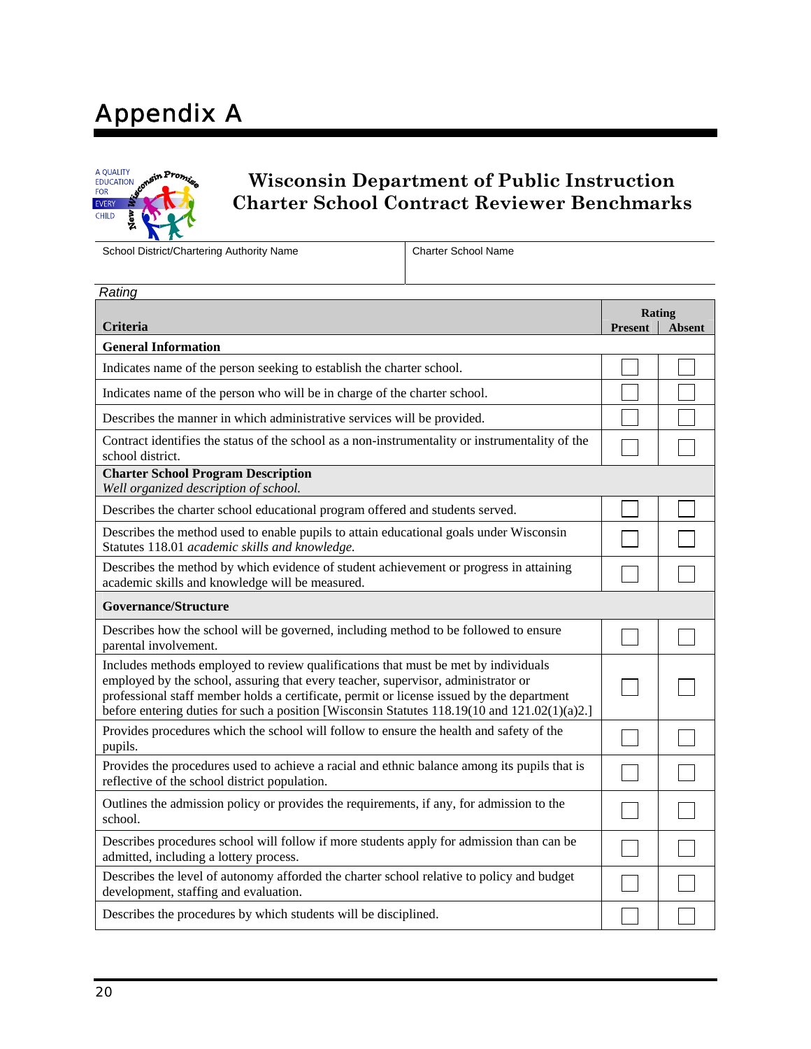# Appendix A

## Wisconsin Department of Public Instruction
## Charter School Contract Reviewer Benchmarks

| School District/Chartering Authority Name | Charter School Name |
|---|---|
| | |

*Rating*

| Criteria | Rating Present | Rating Absent |
|---|---|---|
| **General Information** | | |
| Indicates name of the person seeking to establish the charter school. | ☐ | ☐ |
| Indicates name of the person who will be in charge of the charter school. | ☐ | ☐ |
| Describes the manner in which administrative services will be provided. | ☐ | ☐ |
| Contract identifies the status of the school as a non-instrumentality or instrumentality of the school district. | ☐ | ☐ |
| **Charter School Program Description** *Well organized description of school.* | | |
| Describes the charter school educational program offered and students served. | ☐ | ☐ |
| Describes the method used to enable pupils to attain educational goals under Wisconsin Statutes 118.01 *academic skills and knowledge.* | ☐ | ☐ |
| Describes the method by which evidence of student achievement or progress in attaining academic skills and knowledge will be measured. | ☐ | ☐ |
| **Governance/Structure** | | |
| Describes how the school will be governed, including method to be followed to ensure parental involvement. | ☐ | ☐ |
| Includes methods employed to review qualifications that must be met by individuals employed by the school, assuring that every teacher, supervisor, administrator or professional staff member holds a certificate, permit or license issued by the department before entering duties for such a position [Wisconsin Statutes 118.19(10 and 121.02(1)(a)2.] | ☐ | ☐ |
| Provides procedures which the school will follow to ensure the health and safety of the pupils. | ☐ | ☐ |
| Provides the procedures used to achieve a racial and ethnic balance among its pupils that is reflective of the school district population. | ☐ | ☐ |
| Outlines the admission policy or provides the requirements, if any, for admission to the school. | ☐ | ☐ |
| Describes procedures school will follow if more students apply for admission than can be admitted, including a lottery process. | ☐ | ☐ |
| Describes the level of autonomy afforded the charter school relative to policy and budget development, staffing and evaluation. | ☐ | ☐ |
| Describes the procedures by which students will be disciplined. | ☐ | ☐ |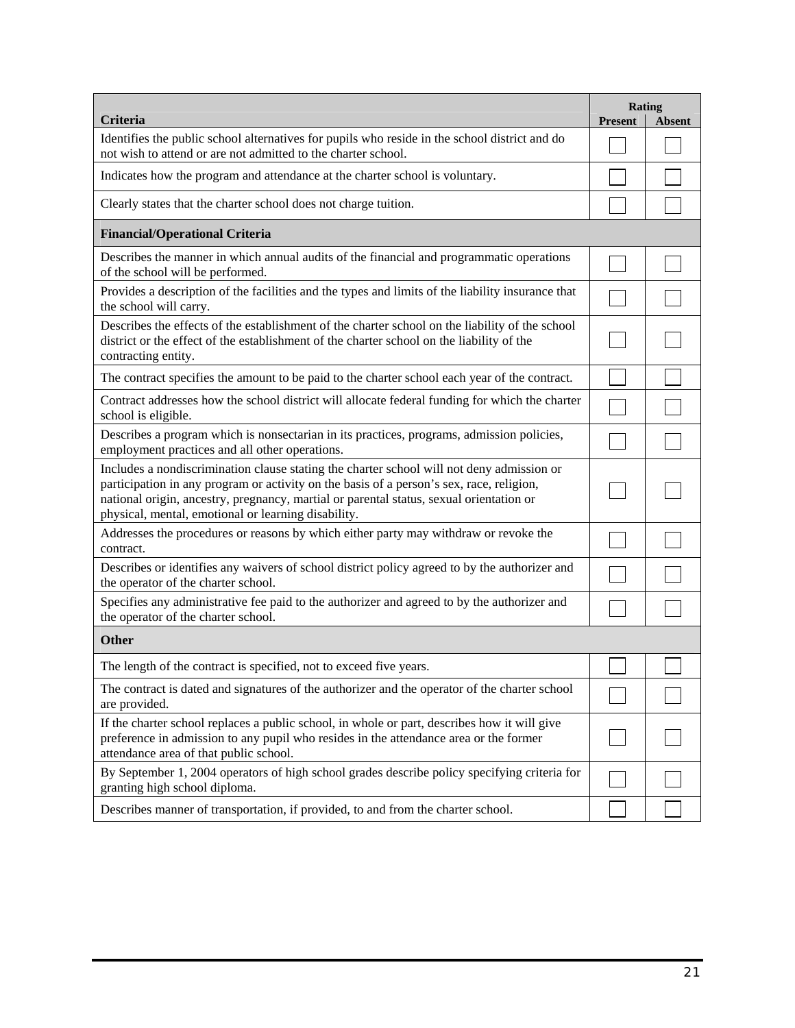| Criteria | Rating | |
|---|---|---|
| | Present | Absent |
| Identifies the public school alternatives for pupils who reside in the school district and do not wish to attend or are not admitted to the charter school. | ☐ | ☐ |
| Indicates how the program and attendance at the charter school is voluntary. | ☐ | ☐ |
| Clearly states that the charter school does not charge tuition. | ☐ | ☐ |
| **Financial/Operational Criteria** | | |
| Describes the manner in which annual audits of the financial and programmatic operations of the school will be performed. | ☐ | ☐ |
| Provides a description of the facilities and the types and limits of the liability insurance that the school will carry. | ☐ | ☐ |
| Describes the effects of the establishment of the charter school on the liability of the school district or the effect of the establishment of the charter school on the liability of the contracting entity. | ☐ | ☐ |
| The contract specifies the amount to be paid to the charter school each year of the contract. | ☐ | ☐ |
| Contract addresses how the school district will allocate federal funding for which the charter school is eligible. | ☐ | ☐ |
| Describes a program which is nonsectarian in its practices, programs, admission policies, employment practices and all other operations. | ☐ | ☐ |
| Includes a nondiscrimination clause stating the charter school will not deny admission or participation in any program or activity on the basis of a person's sex, race, religion, national origin, ancestry, pregnancy, martial or parental status, sexual orientation or physical, mental, emotional or learning disability. | ☐ | ☐ |
| Addresses the procedures or reasons by which either party may withdraw or revoke the contract. | ☐ | ☐ |
| Describes or identifies any waivers of school district policy agreed to by the authorizer and the operator of the charter school. | ☐ | ☐ |
| Specifies any administrative fee paid to the authorizer and agreed to by the authorizer and the operator of the charter school. | ☐ | ☐ |
| **Other** | | |
| The length of the contract is specified, not to exceed five years. | ☐ | ☐ |
| The contract is dated and signatures of the authorizer and the operator of the charter school are provided. | ☐ | ☐ |
| If the charter school replaces a public school, in whole or part, describes how it will give preference in admission to any pupil who resides in the attendance area or the former attendance area of that public school. | ☐ | ☐ |
| By September 1, 2004 operators of high school grades describe policy specifying criteria for granting high school diploma. | ☐ | ☐ |
| Describes manner of transportation, if provided, to and from the charter school. | ☐ | ☐ |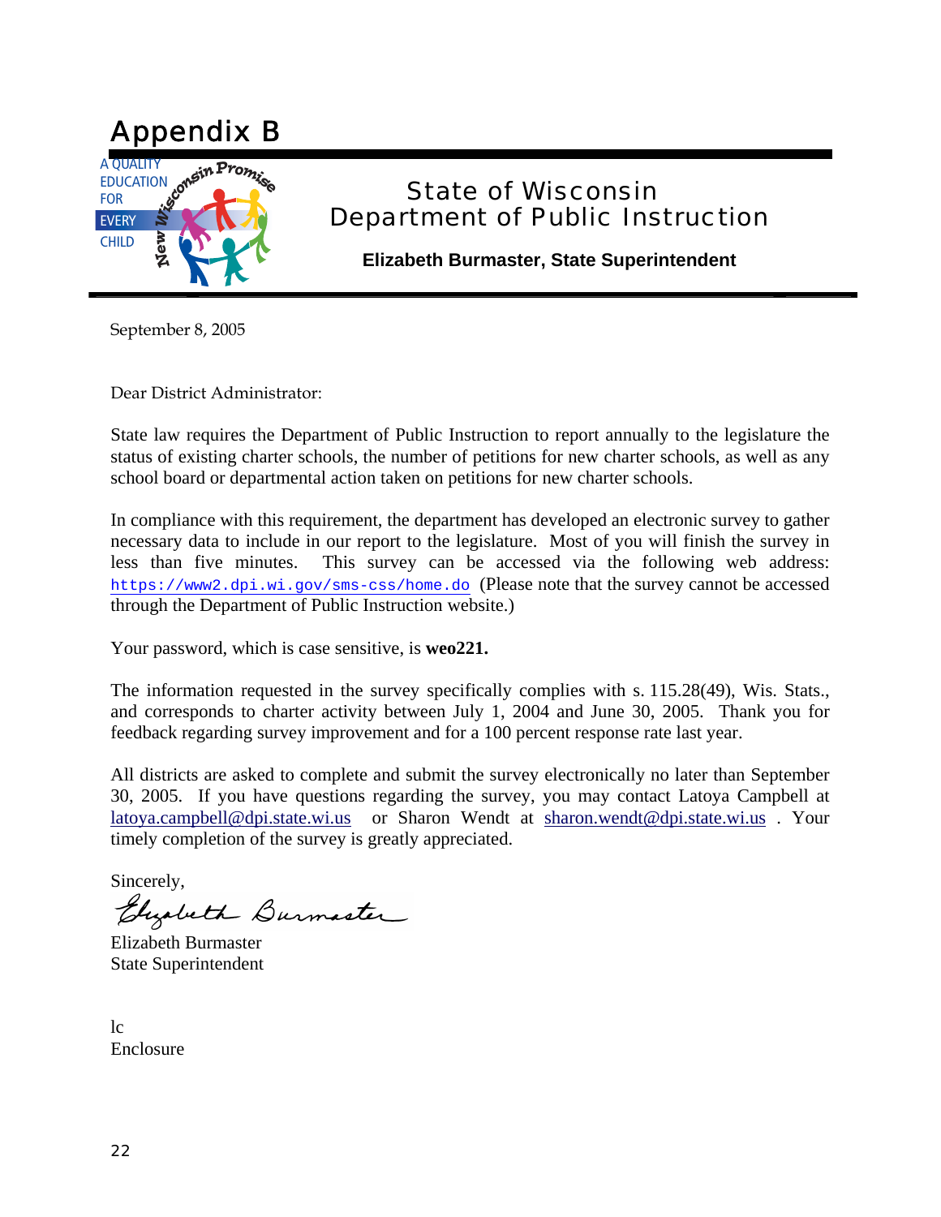# Appendix B

A QUALITY EDUCATION FOR EVERY CHILD

New Wisconsin Promise

State of Wisconsin
Department of Public Instruction

**Elizabeth Burmaster, State Superintendent**

September 8, 2005

Dear District Administrator:

State law requires the Department of Public Instruction to report annually to the legislature the status of existing charter schools, the number of petitions for new charter schools, as well as any school board or departmental action taken on petitions for new charter schools.

In compliance with this requirement, the department has developed an electronic survey to gather necessary data to include in our report to the legislature. Most of you will finish the survey in less than five minutes. This survey can be accessed via the following web address: https://www2.dpi.wi.gov/sms-css/home.do (Please note that the survey cannot be accessed through the Department of Public Instruction website.)

Your password, which is case sensitive, is **weo221.**

The information requested in the survey specifically complies with s. 115.28(49), Wis. Stats., and corresponds to charter activity between July 1, 2004 and June 30, 2005. Thank you for feedback regarding survey improvement and for a 100 percent response rate last year.

All districts are asked to complete and submit the survey electronically no later than September 30, 2005. If you have questions regarding the survey, you may contact Latoya Campbell at latoya.campbell@dpi.state.wi.us or Sharon Wendt at sharon.wendt@dpi.state.wi.us . Your timely completion of the survey is greatly appreciated.

Sincerely,

Elizabeth Burmaster

Elizabeth Burmaster
State Superintendent

lc
Enclosure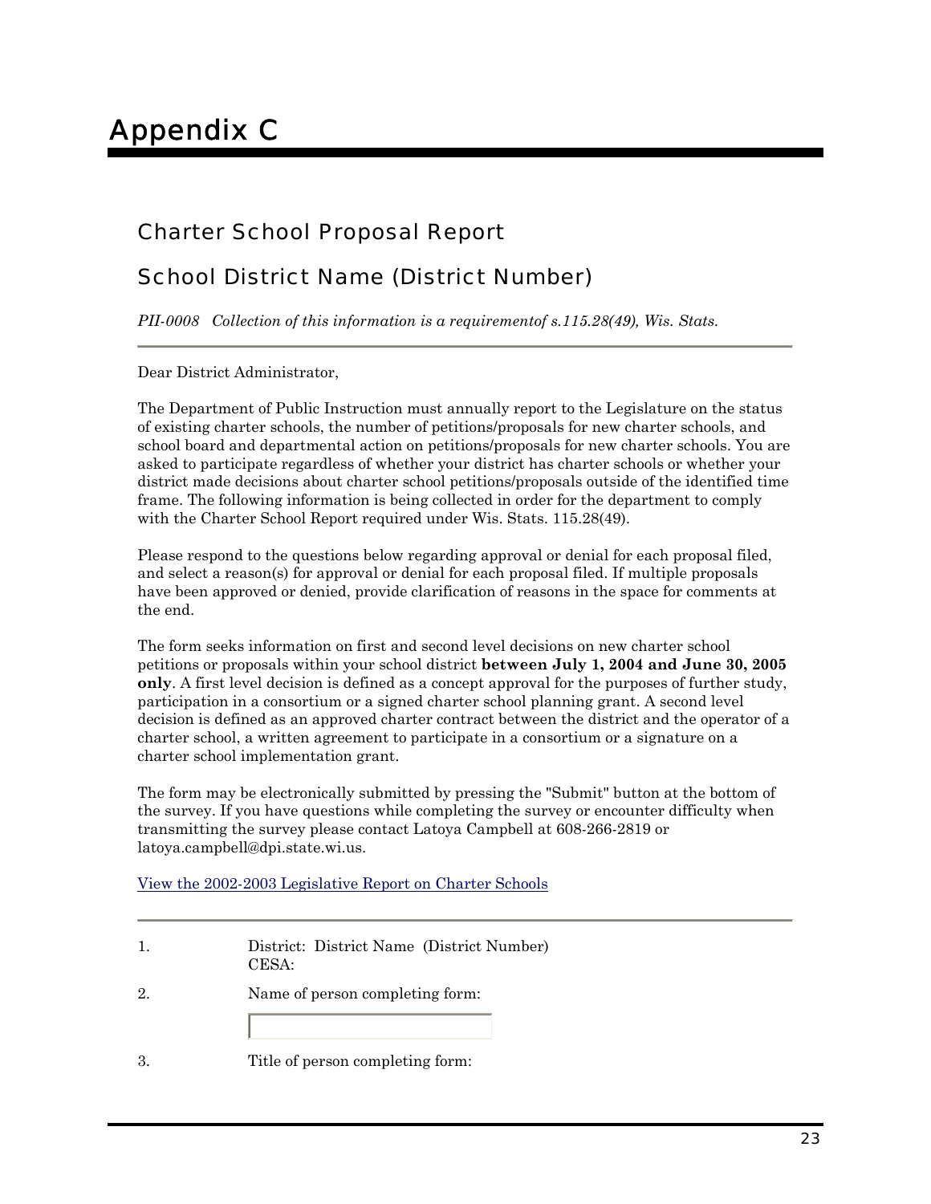# Appendix C

## Charter School Proposal Report

## School District Name (District Number)

*PII-0008 Collection of this information is a requirementof s.115.28(49), Wis. Stats.*

---

Dear District Administrator,

The Department of Public Instruction must annually report to the Legislature on the status of existing charter schools, the number of petitions/proposals for new charter schools, and school board and departmental action on petitions/proposals for new charter schools. You are asked to participate regardless of whether your district has charter schools or whether your district made decisions about charter school petitions/proposals outside of the identified time frame. The following information is being collected in order for the department to comply with the Charter School Report required under Wis. Stats. 115.28(49).

Please respond to the questions below regarding approval or denial for each proposal filed, and select a reason(s) for approval or denial for each proposal filed. If multiple proposals have been approved or denied, provide clarification of reasons in the space for comments at the end.

The form seeks information on first and second level decisions on new charter school petitions or proposals within your school district **between July 1, 2004 and June 30, 2005 only**. A first level decision is defined as a concept approval for the purposes of further study, participation in a consortium or a signed charter school planning grant. A second level decision is defined as an approved charter contract between the district and the operator of a charter school, a written agreement to participate in a consortium or a signature on a charter school implementation grant.

The form may be electronically submitted by pressing the "Submit" button at the bottom of the survey. If you have questions while completing the survey or encounter difficulty when transmitting the survey please contact Latoya Campbell at 608-266-2819 or latoya.campbell@dpi.state.wi.us.

View the 2002-2003 Legislative Report on Charter Schools

---

1. District: District Name (District Number)
   CESA:

2. Name of person completing form:

3. Title of person completing form: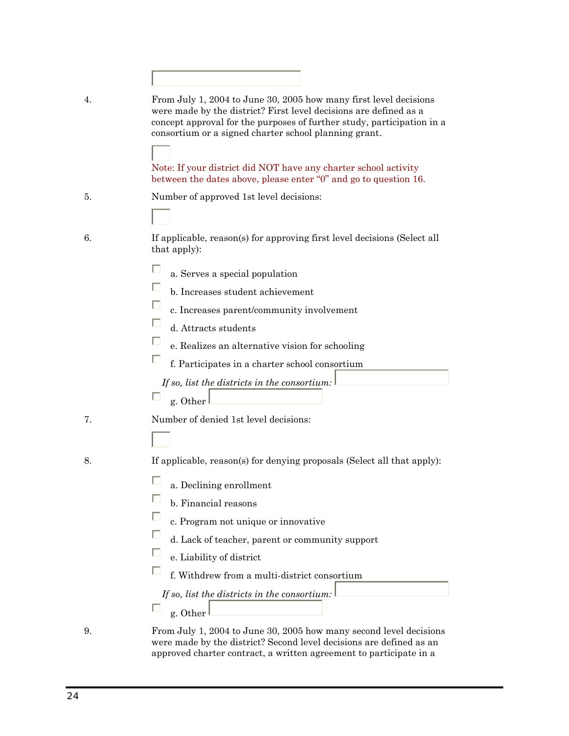4. From July 1, 2004 to June 30, 2005 how many first level decisions were made by the district? First level decisions are defined as a concept approval for the purposes of further study, participation in a consortium or a signed charter school planning grant.

   Note: If your district did NOT have any charter school activity between the dates above, please enter "0" and go to question 16.

5. Number of approved 1st level decisions:

6. If applicable, reason(s) for approving first level decisions (Select all that apply):

   - a. Serves a special population
   - b. Increases student achievement
   - c. Increases parent/community involvement
   - d. Attracts students
   - e. Realizes an alternative vision for schooling
   - f. Participates in a charter school consortium

     *If so, list the districts in the consortium:*
   - g. Other

7. Number of denied 1st level decisions:

8. If applicable, reason(s) for denying proposals (Select all that apply):

   - a. Declining enrollment
   - b. Financial reasons
   - c. Program not unique or innovative
   - d. Lack of teacher, parent or community support
   - e. Liability of district
   - f. Withdrew from a multi-district consortium

     *If so, list the districts in the consortium:*
   - g. Other

9. From July 1, 2004 to June 30, 2005 how many second level decisions were made by the district? Second level decisions are defined as an approved charter contract, a written agreement to participate in a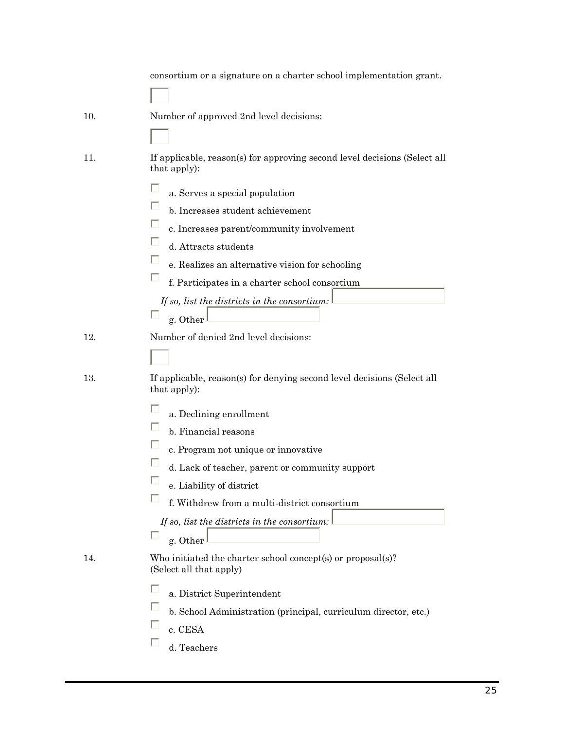consortium or a signature on a charter school implementation grant.

☐

10. Number of approved 2nd level decisions:

☐

11. If applicable, reason(s) for approving second level decisions (Select all that apply):

- ☐ a. Serves a special population
- ☐ b. Increases student achievement
- ☐ c. Increases parent/community involvement
- ☐ d. Attracts students
- ☐ e. Realizes an alternative vision for schooling
- ☐ f. Participates in a charter school consortium

  *If so, list the districts in the consortium:* ☐

- ☐ g. Other ☐

12. Number of denied 2nd level decisions:

☐

13. If applicable, reason(s) for denying second level decisions (Select all that apply):

- ☐ a. Declining enrollment
- ☐ b. Financial reasons
- ☐ c. Program not unique or innovative
- ☐ d. Lack of teacher, parent or community support
- ☐ e. Liability of district
- ☐ f. Withdrew from a multi-district consortium

  *If so, list the districts in the consortium:* ☐

- ☐ g. Other ☐

14. Who initiated the charter school concept(s) or proposal(s)? (Select all that apply)

- ☐ a. District Superintendent
- ☐ b. School Administration (principal, curriculum director, etc.)
- ☐ c. CESA
- ☐ d. Teachers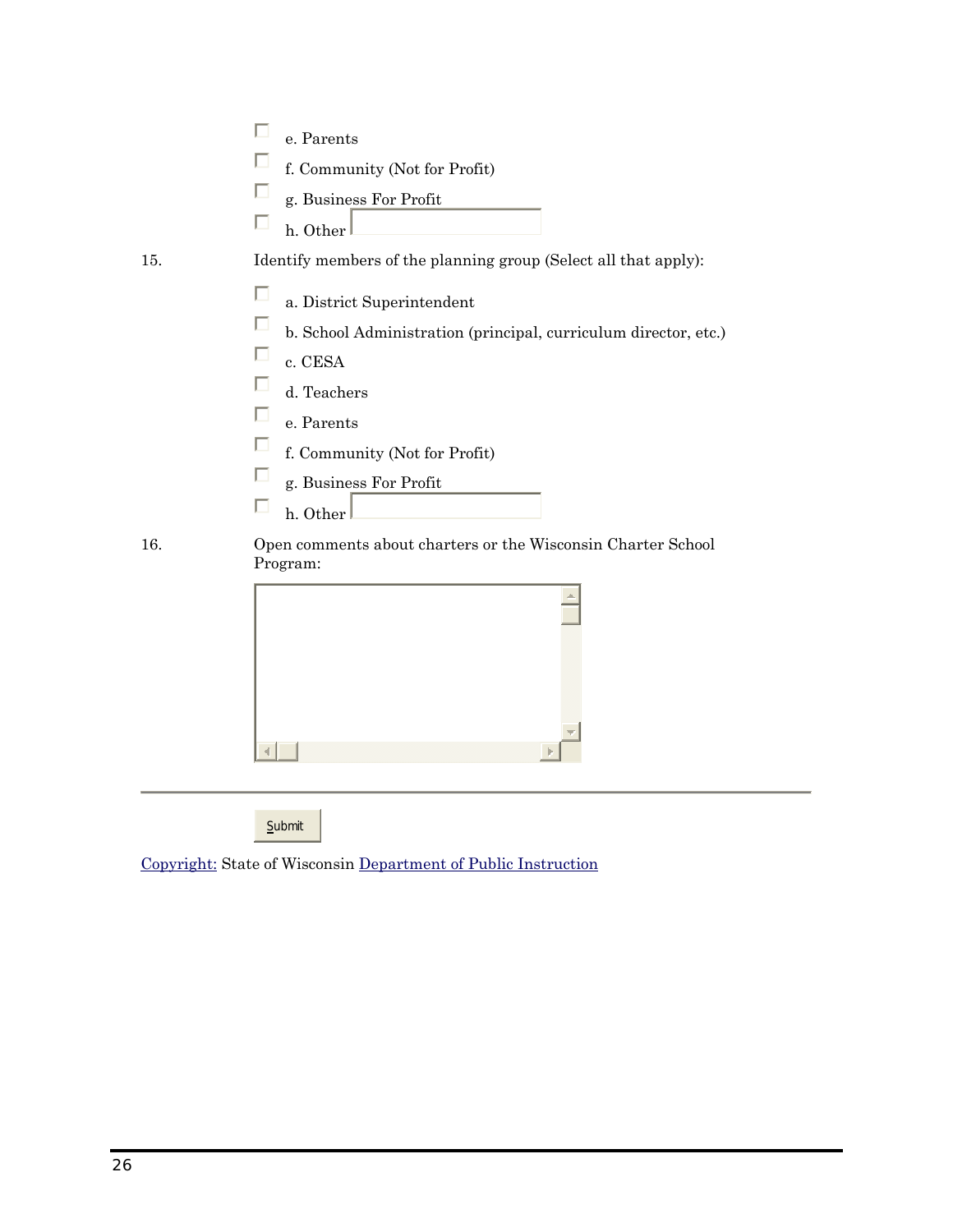- [ ] e. Parents
- [ ] f. Community (Not for Profit)
- [ ] g. Business For Profit
- [ ] h. Other

15. Identify members of the planning group (Select all that apply):

- [ ] a. District Superintendent
- [ ] b. School Administration (principal, curriculum director, etc.)
- [ ] c. CESA
- [ ] d. Teachers
- [ ] e. Parents
- [ ] f. Community (Not for Profit)
- [ ] g. Business For Profit
- [ ] h. Other

16. Open comments about charters or the Wisconsin Charter School Program:

---

Submit

Copyright: State of Wisconsin Department of Public Instruction